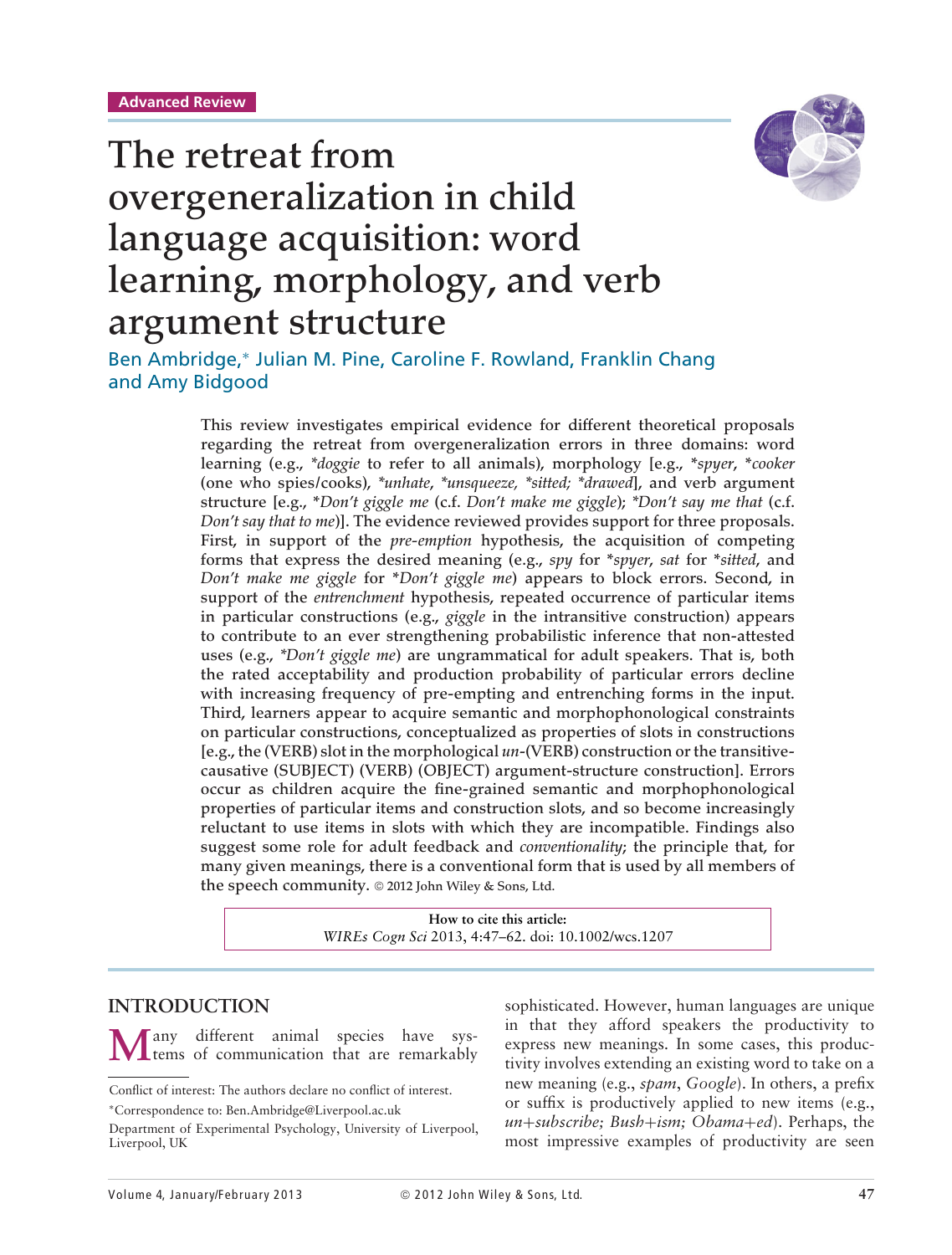Advanced Review

# The retreat from overgeneralization in child language acquisition: word learning, morphology, and verb argument structure

Ben Ambridge,* Julian M. Pine, Caroline F. Rowland, Franklin Chang and Amy Bidgood

This review investigates empirical evidence for different theoretical proposals regarding the retreat from overgeneralization errors in three domains: word learning (e.g., *\*doggie* to refer to all animals), morphology [e.g., *\*spyer*, *\*cooker* (one who spies/cooks), *\*unhate*, *\*unsqueeze, \*sitted; \*drawed*], and verb argument structure [e.g., *\*Don't giggle me* (c.f. *Don't make me giggle*); *\*Don't say me that* (c.f. *Don't say that to me*)]. The evidence reviewed provides support for three proposals. First, in support of the *pre-emption* hypothesis, the acquisition of competing forms that express the desired meaning (e.g., *spy* for *\*spyer*, *sat* for *\*sitted*, and *Don't make me giggle* for *\*Don't giggle me*) appears to block errors. Second, in support of the *entrenchment* hypothesis, repeated occurrence of particular items in particular constructions (e.g., *giggle* in the intransitive construction) appears to contribute to an ever strengthening probabilistic inference that non-attested uses (e.g., *\*Don't giggle me*) are ungrammatical for adult speakers. That is, both the rated acceptability and production probability of particular errors decline with increasing frequency of pre-empting and entrenching forms in the input. Third, learners appear to acquire semantic and morphophonological constraints on particular constructions, conceptualized as properties of slots in constructions [e.g., the (VERB) slot in the morphological *un*-(VERB) construction or the transitive-causative (SUBJECT) (VERB) (OBJECT) argument-structure construction]. Errors occur as children acquire the fine-grained semantic and morphophonological properties of particular items and construction slots, and so become increasingly reluctant to use items in slots with which they are incompatible. Findings also suggest some role for adult feedback and *conventionality*; the principle that, for many given meanings, there is a conventional form that is used by all members of the speech community. © 2012 John Wiley & Sons, Ltd.

**How to cite this article:**
*WIREs Cogn Sci* 2013, 4:47–62. doi: 10.1002/wcs.1207

## INTRODUCTION

Many different animal species have systems of communication that are remarkably sophisticated. However, human languages are unique in that they afford speakers the productivity to express new meanings. In some cases, this productivity involves extending an existing word to take on a new meaning (e.g., *spam*, *Google*). In others, a prefix or suffix is productively applied to new items (e.g., *un+subscribe; Bush+ism; Obama+ed*). Perhaps, the most impressive examples of productivity are seen

Conflict of interest: The authors declare no conflict of interest.

*Correspondence to: Ben.Ambridge@Liverpool.ac.uk

Department of Experimental Psychology, University of Liverpool, Liverpool, UK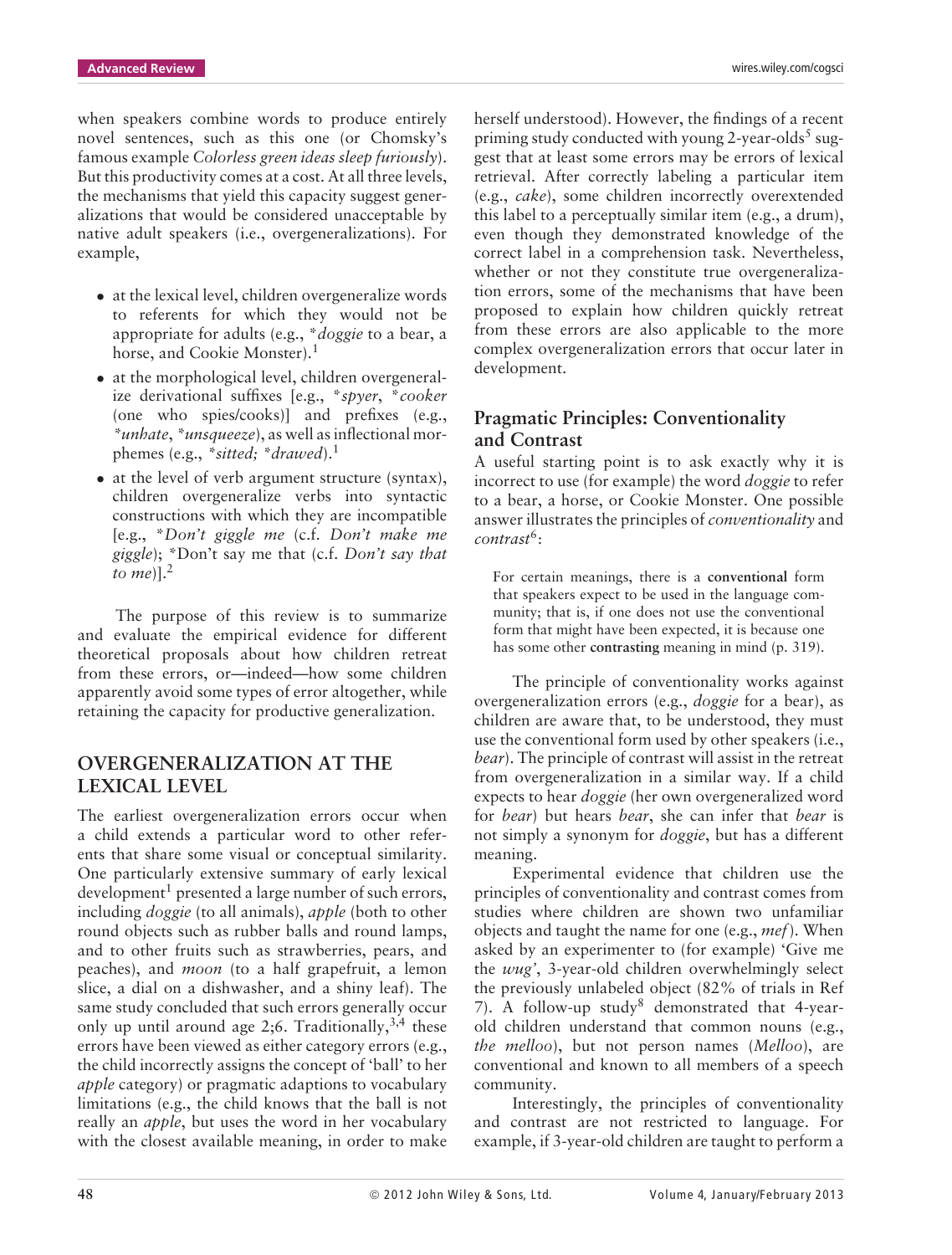when speakers combine words to produce entirely novel sentences, such as this one (or Chomsky's famous example *Colorless green ideas sleep furiously*). But this productivity comes at a cost. At all three levels, the mechanisms that yield this capacity suggest generalizations that would be considered unacceptable by native adult speakers (i.e., overgeneralizations). For example,

- at the lexical level, children overgeneralize words to referents for which they would not be appropriate for adults (e.g., *\*doggie* to a bear, a horse, and Cookie Monster).[1]
- at the morphological level, children overgeneralize derivational suffixes [e.g., *\*spyer*, *\*cooker* (one who spies/cooks)] and prefixes (e.g., *\*unhate*, *\*unsqueeze*), as well as inflectional morphemes (e.g., *\*sitted; \*drawed*).[1]
- at the level of verb argument structure (syntax), children overgeneralize verbs into syntactic constructions with which they are incompatible [e.g., *\*Don't giggle me* (c.f. *Don't make me giggle*); \*Don't say me that (c.f. *Don't say that to me*)].[2]

The purpose of this review is to summarize and evaluate the empirical evidence for different theoretical proposals about how children retreat from these errors, or—indeed—how some children apparently avoid some types of error altogether, while retaining the capacity for productive generalization.

## OVERGENERALIZATION AT THE LEXICAL LEVEL

The earliest overgeneralization errors occur when a child extends a particular word to other referents that share some visual or conceptual similarity. One particularly extensive summary of early lexical development[1] presented a large number of such errors, including *doggie* (to all animals), *apple* (both to other round objects such as rubber balls and round lamps, and to other fruits such as strawberries, pears, and peaches), and *moon* (to a half grapefruit, a lemon slice, a dial on a dishwasher, and a shiny leaf). The same study concluded that such errors generally occur only up until around age 2;6. Traditionally,[3,4] these errors have been viewed as either category errors (e.g., the child incorrectly assigns the concept of 'ball' to her *apple* category) or pragmatic adaptions to vocabulary limitations (e.g., the child knows that the ball is not really an *apple*, but uses the word in her vocabulary with the closest available meaning, in order to make herself understood). However, the findings of a recent priming study conducted with young 2-year-olds[5] suggest that at least some errors may be errors of lexical retrieval. After correctly labeling a particular item (e.g., *cake*), some children incorrectly overextended this label to a perceptually similar item (e.g., a drum), even though they demonstrated knowledge of the correct label in a comprehension task. Nevertheless, whether or not they constitute true overgeneralization errors, some of the mechanisms that have been proposed to explain how children quickly retreat from these errors are also applicable to the more complex overgeneralization errors that occur later in development.

### Pragmatic Principles: Conventionality and Contrast

A useful starting point is to ask exactly why it is incorrect to use (for example) the word *doggie* to refer to a bear, a horse, or Cookie Monster. One possible answer illustrates the principles of *conventionality* and *contrast*[6]:

> For certain meanings, there is a **conventional** form that speakers expect to be used in the language community; that is, if one does not use the conventional form that might have been expected, it is because one has some other **contrasting** meaning in mind (p. 319).

The principle of conventionality works against overgeneralization errors (e.g., *doggie* for a bear), as children are aware that, to be understood, they must use the conventional form used by other speakers (i.e., *bear*). The principle of contrast will assist in the retreat from overgeneralization in a similar way. If a child expects to hear *doggie* (her own overgeneralized word for *bear*) but hears *bear*, she can infer that *bear* is not simply a synonym for *doggie*, but has a different meaning.

Experimental evidence that children use the principles of conventionality and contrast comes from studies where children are shown two unfamiliar objects and taught the name for one (e.g., *mef*). When asked by an experimenter to (for example) 'Give me the *wug*', 3-year-old children overwhelmingly select the previously unlabeled object (82% of trials in Ref 7). A follow-up study[8] demonstrated that 4-year-old children understand that common nouns (e.g., *the melloo*), but not person names (*Melloo*), are conventional and known to all members of a speech community.

Interestingly, the principles of conventionality and contrast are not restricted to language. For example, if 3-year-old children are taught to perform a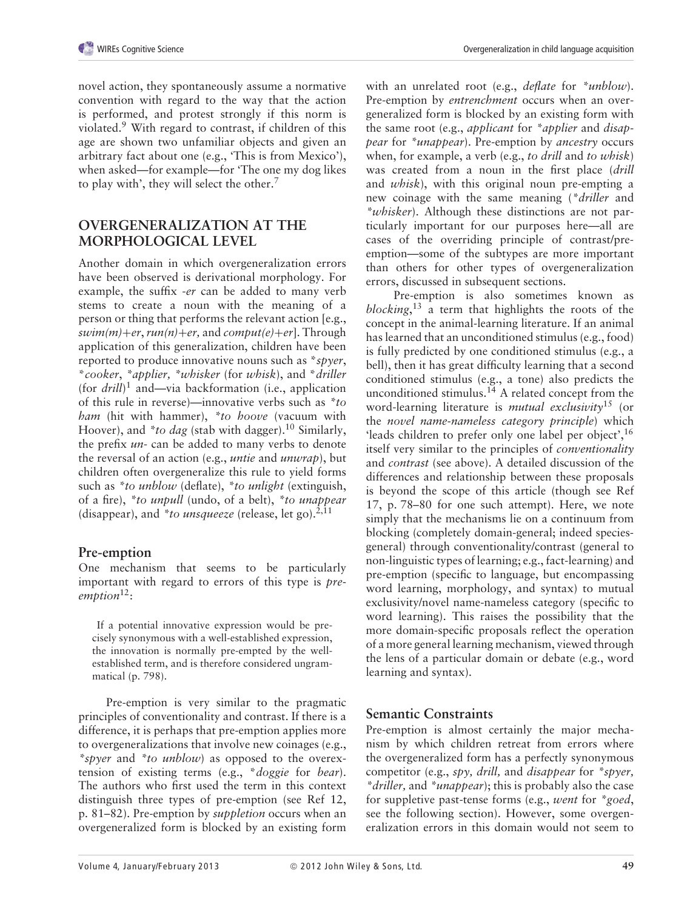novel action, they spontaneously assume a normative convention with regard to the way that the action is performed, and protest strongly if this norm is violated.[9] With regard to contrast, if children of this age are shown two unfamiliar objects and given an arbitrary fact about one (e.g., 'This is from Mexico'), when asked—for example—for 'The one my dog likes to play with', they will select the other.[7]

## OVERGENERALIZATION AT THE MORPHOLOGICAL LEVEL

Another domain in which overgeneralization errors have been observed is derivational morphology. For example, the suffix *-er* can be added to many verb stems to create a noun with the meaning of a person or thing that performs the relevant action [e.g., *swim(m)+er*, *run(n)+er,* and *comput(e)+er*]. Through application of this generalization, children have been reported to produce innovative nouns such as **spyer*, **cooker*, **applier,* **whisker* (for *whisk*), and **driller* (for *drill*)[1] and—via backformation (i.e., application of this rule in reverse)—innovative verbs such as **to ham* (hit with hammer), **to hoove* (vacuum with Hoover), and **to dag* (stab with dagger).[10] Similarly, the prefix *un-* can be added to many verbs to denote the reversal of an action (e.g., *untie* and *unwrap*), but children often overgeneralize this rule to yield forms such as **to unblow* (deflate), **to unlight* (extinguish, of a fire), **to unpull* (undo, of a belt), **to unappear* (disappear), and **to unsqueeze* (release, let go).[2,11]

### Pre-emption

One mechanism that seems to be particularly important with regard to errors of this type is *pre-emption*[12]:

> If a potential innovative expression would be precisely synonymous with a well-established expression, the innovation is normally pre-empted by the well-established term, and is therefore considered ungrammatical (p. 798).

Pre-emption is very similar to the pragmatic principles of conventionality and contrast. If there is a difference, it is perhaps that pre-emption applies more to overgeneralizations that involve new coinages (e.g., **spyer* and **to unblow*) as opposed to the overextension of existing terms (e.g., **doggie* for *bear*). The authors who first used the term in this context distinguish three types of pre-emption (see Ref 12, p. 81–82). Pre-emption by *suppletion* occurs when an overgeneralized form is blocked by an existing form with an unrelated root (e.g., *deflate* for **unblow*). Pre-emption by *entrenchment* occurs when an overgeneralized form is blocked by an existing form with the same root (e.g., *applicant* for **applier* and *disappear* for **unappear*). Pre-emption by *ancestry* occurs when, for example, a verb (e.g., *to drill* and *to whisk*) was created from a noun in the first place (*drill* and *whisk*), with this original noun pre-empting a new coinage with the same meaning (**driller* and **whisker*). Although these distinctions are not particularly important for our purposes here—all are cases of the overriding principle of contrast/pre-emption—some of the subtypes are more important than others for other types of overgeneralization errors, discussed in subsequent sections.

Pre-emption is also sometimes known as *blocking*,[13] a term that highlights the roots of the concept in the animal-learning literature. If an animal has learned that an unconditioned stimulus (e.g., food) is fully predicted by one conditioned stimulus (e.g., a bell), then it has great difficulty learning that a second conditioned stimulus (e.g., a tone) also predicts the unconditioned stimulus.[14] A related concept from the word-learning literature is *mutual exclusivity*[15] (or the *novel name-nameless category principle*) which 'leads children to prefer only one label per object',[16] itself very similar to the principles of *conventionality* and *contrast* (see above). A detailed discussion of the differences and relationship between these proposals is beyond the scope of this article (though see Ref 17, p. 78–80 for one such attempt). Here, we note simply that the mechanisms lie on a continuum from blocking (completely domain-general; indeed species-general) through conventionality/contrast (general to non-linguistic types of learning; e.g., fact-learning) and pre-emption (specific to language, but encompassing word learning, morphology, and syntax) to mutual exclusivity/novel name-nameless category (specific to word learning). This raises the possibility that the more domain-specific proposals reflect the operation of a more general learning mechanism, viewed through the lens of a particular domain or debate (e.g., word learning and syntax).

### Semantic Constraints

Pre-emption is almost certainly the major mechanism by which children retreat from errors where the overgeneralized form has a perfectly synonymous competitor (e.g., *spy, drill,* and *disappear* for **spyer, *driller,* and **unappear*); this is probably also the case for suppletive past-tense forms (e.g., *went* for **goed*, see the following section). However, some overgeneralization errors in this domain would not seem to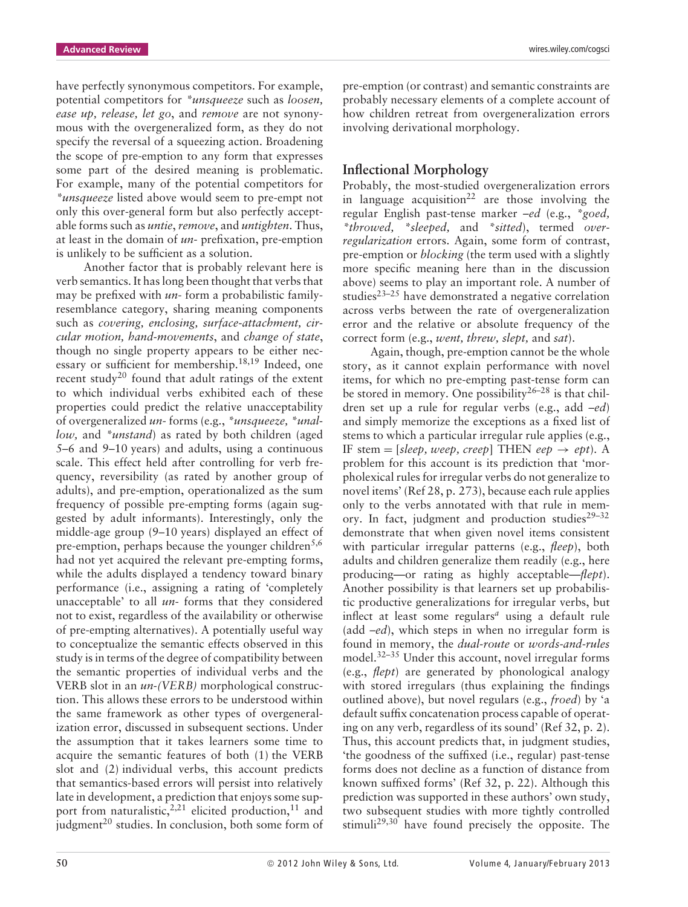have perfectly synonymous competitors. For example, potential competitors for *\*unsqueeze* such as *loosen, ease up, release, let go*, and *remove* are not synonymous with the overgeneralized form, as they do not specify the reversal of a squeezing action. Broadening the scope of pre-emption to any form that expresses some part of the desired meaning is problematic. For example, many of the potential competitors for *\*unsqueeze* listed above would seem to pre-empt not only this over-general form but also perfectly acceptable forms such as *untie*, *remove*, and *untighten*. Thus, at least in the domain of *un-* prefixation, pre-emption is unlikely to be sufficient as a solution.

Another factor that is probably relevant here is verb semantics. It has long been thought that verbs that may be prefixed with *un-* form a probabilistic family-resemblance category, sharing meaning components such as *covering, enclosing, surface-attachment, circular motion, hand-movements*, and *change of state*, though no single property appears to be either necessary or sufficient for membership.[18,19] Indeed, one recent study[20] found that adult ratings of the extent to which individual verbs exhibited each of these properties could predict the relative unacceptability of overgeneralized *un-* forms (e.g., *\*unsqueeze, \*unallow*, and *\*unstand*) as rated by both children (aged 5–6 and 9–10 years) and adults, using a continuous scale. This effect held after controlling for verb frequency, reversibility (as rated by another group of adults), and pre-emption, operationalized as the sum frequency of possible pre-empting forms (again suggested by adult informants). Interestingly, only the middle-age group (9–10 years) displayed an effect of pre-emption, perhaps because the younger children[5,6] had not yet acquired the relevant pre-empting forms, while the adults displayed a tendency toward binary performance (i.e., assigning a rating of 'completely unacceptable' to all *un-* forms that they considered not to exist, regardless of the availability or otherwise of pre-empting alternatives). A potentially useful way to conceptualize the semantic effects observed in this study is in terms of the degree of compatibility between the semantic properties of individual verbs and the VERB slot in an *un-(VERB)* morphological construction. This allows these errors to be understood within the same framework as other types of overgeneralization error, discussed in subsequent sections. Under the assumption that it takes learners some time to acquire the semantic features of both (1) the VERB slot and (2) individual verbs, this account predicts that semantics-based errors will persist into relatively late in development, a prediction that enjoys some support from naturalistic,[2,21] elicited production,[11] and judgment[20] studies. In conclusion, both some form of pre-emption (or contrast) and semantic constraints are probably necessary elements of a complete account of how children retreat from overgeneralization errors involving derivational morphology.

## Inflectional Morphology

Probably, the most-studied overgeneralization errors in language acquisition[22] are those involving the regular English past-tense marker *–ed* (e.g., *\*goed, \*throwed, \*sleeped*, and *\*sitted*), termed *overregularization* errors. Again, some form of contrast, pre-emption or *blocking* (the term used with a slightly more specific meaning here than in the discussion above) seems to play an important role. A number of studies[23–25] have demonstrated a negative correlation across verbs between the rate of overgeneralization error and the relative or absolute frequency of the correct form (e.g., *went, threw, slept*, and *sat*).

Again, though, pre-emption cannot be the whole story, as it cannot explain performance with novel items, for which no pre-empting past-tense form can be stored in memory. One possibility[26–28] is that children set up a rule for regular verbs (e.g., add *–ed*) and simply memorize the exceptions as a fixed list of stems to which a particular irregular rule applies (e.g., IF stem = [*sleep, weep, creep*] THEN *eep* → *ept*). A problem for this account is its prediction that 'morpholexical rules for irregular verbs do not generalize to novel items' (Ref 28, p. 273), because each rule applies only to the verbs annotated with that rule in memory. In fact, judgment and production studies[29–32] demonstrate that when given novel items consistent with particular irregular patterns (e.g., *fleep*), both adults and children generalize them readily (e.g., here producing—or rating as highly acceptable—*flept*). Another possibility is that learners set up probabilistic productive generalizations for irregular verbs, but inflect at least some regulars[a] using a default rule (add *–ed*), which steps in when no irregular form is found in memory, the *dual-route* or *words-and-rules* model.[32–35] Under this account, novel irregular forms (e.g., *flept*) are generated by phonological analogy with stored irregulars (thus explaining the findings outlined above), but novel regulars (e.g., *froed*) by 'a default suffix concatenation process capable of operating on any verb, regardless of its sound' (Ref 32, p. 2). Thus, this account predicts that, in judgment studies, 'the goodness of the suffixed (i.e., regular) past-tense forms does not decline as a function of distance from known suffixed forms' (Ref 32, p. 22). Although this prediction was supported in these authors' own study, two subsequent studies with more tightly controlled stimuli[29,30] have found precisely the opposite. The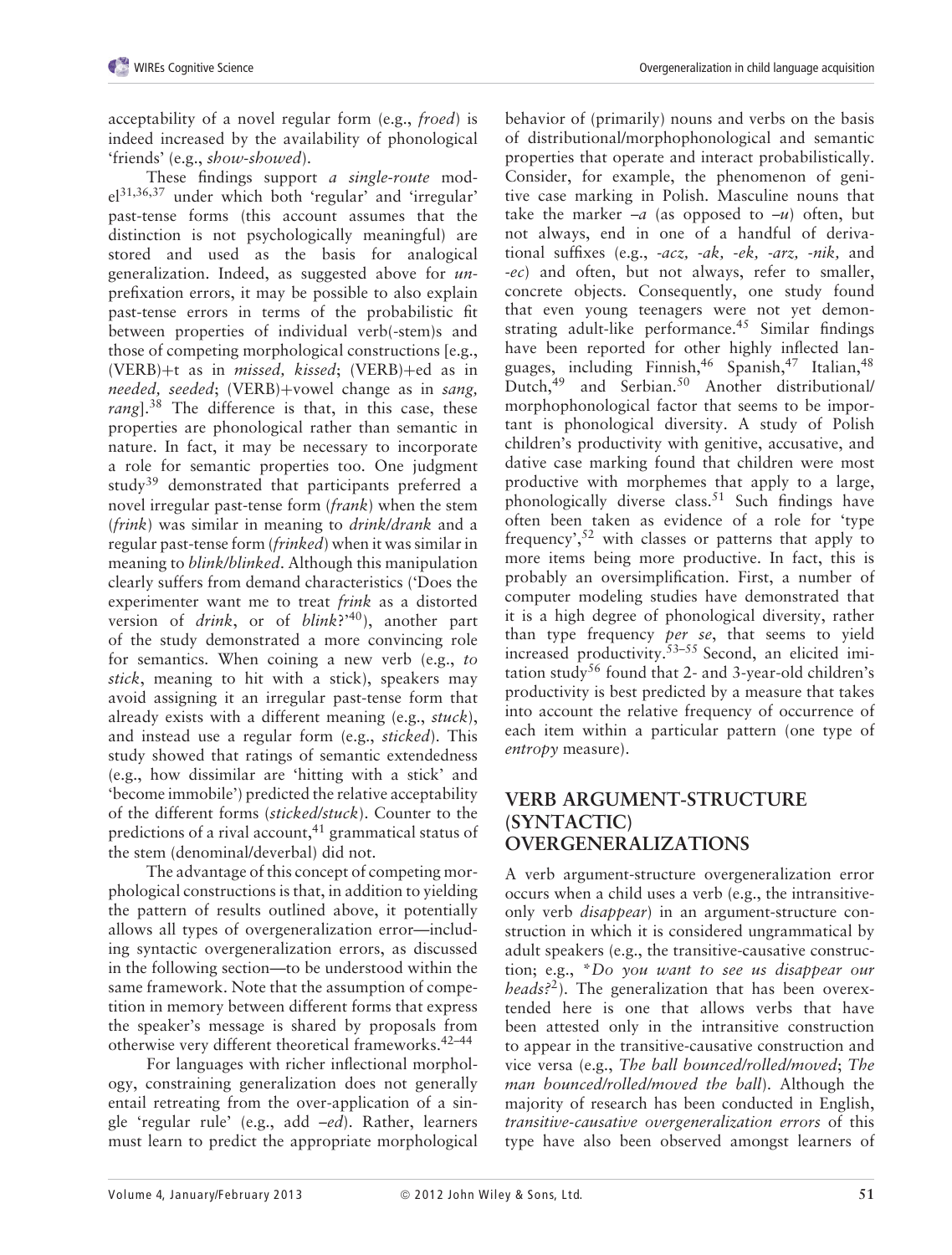acceptability of a novel regular form (e.g., *froed*) is indeed increased by the availability of phonological 'friends' (e.g., *show-showed*).

These findings support *a single-route* model[31,36,37] under which both 'regular' and 'irregular' past-tense forms (this account assumes that the distinction is not psychologically meaningful) are stored and used as the basis for analogical generalization. Indeed, as suggested above for *un*-prefixation errors, it may be possible to also explain past-tense errors in terms of the probabilistic fit between properties of individual verb(-stem)s and those of competing morphological constructions [e.g., (VERB)+t as in *missed, kissed*; (VERB)+ed as in *needed, seeded*; (VERB)+vowel change as in *sang, rang*].[38] The difference is that, in this case, these properties are phonological rather than semantic in nature. In fact, it may be necessary to incorporate a role for semantic properties too. One judgment study[39] demonstrated that participants preferred a novel irregular past-tense form (*frank*) when the stem (*frink*) was similar in meaning to *drink/drank* and a regular past-tense form (*frinked*) when it was similar in meaning to *blink/blinked*. Although this manipulation clearly suffers from demand characteristics ('Does the experimenter want me to treat *frink* as a distorted version of *drink*, or of *blink?*'[40]), another part of the study demonstrated a more convincing role for semantics. When coining a new verb (e.g., *to stick*, meaning to hit with a stick), speakers may avoid assigning it an irregular past-tense form that already exists with a different meaning (e.g., *stuck*), and instead use a regular form (e.g., *sticked*). This study showed that ratings of semantic extendedness (e.g., how dissimilar are 'hitting with a stick' and 'become immobile') predicted the relative acceptability of the different forms (*sticked/stuck*). Counter to the predictions of a rival account,[41] grammatical status of the stem (denominal/deverbal) did not.

The advantage of this concept of competing morphological constructions is that, in addition to yielding the pattern of results outlined above, it potentially allows all types of overgeneralization error—including syntactic overgeneralization errors, as discussed in the following section—to be understood within the same framework. Note that the assumption of competition in memory between different forms that express the speaker's message is shared by proposals from otherwise very different theoretical frameworks.[42–44]

For languages with richer inflectional morphology, constraining generalization does not generally entail retreating from the over-application of a single 'regular rule' (e.g., add *–ed*). Rather, learners must learn to predict the appropriate morphological behavior of (primarily) nouns and verbs on the basis of distributional/morphophonological and semantic properties that operate and interact probabilistically. Consider, for example, the phenomenon of genitive case marking in Polish. Masculine nouns that take the marker *–a* (as opposed to *–u*) often, but not always, end in one of a handful of derivational suffixes (e.g., *-acz, -ak, -ek, -arz, -nik,* and *-ec*) and often, but not always, refer to smaller, concrete objects. Consequently, one study found that even young teenagers were not yet demonstrating adult-like performance.[45] Similar findings have been reported for other highly inflected languages, including Finnish,[46] Spanish,[47] Italian,[48] Dutch,[49] and Serbian.[50] Another distributional/morphophonological factor that seems to be important is phonological diversity. A study of Polish children's productivity with genitive, accusative, and dative case marking found that children were most productive with morphemes that apply to a large, phonologically diverse class.[51] Such findings have often been taken as evidence of a role for 'type frequency',[52] with classes or patterns that apply to more items being more productive. In fact, this is probably an oversimplification. First, a number of computer modeling studies have demonstrated that it is a high degree of phonological diversity, rather than type frequency <u>per se</u>, that seems to yield increased productivity.[53–55] Second, an elicited imitation study[56] found that 2- and 3-year-old children's productivity is best predicted by a measure that takes into account the relative frequency of occurrence of each item within a particular pattern (one type of *entropy* measure).

## VERB ARGUMENT-STRUCTURE (SYNTACTIC) OVERGENERALIZATIONS

A verb argument-structure overgeneralization error occurs when a child uses a verb (e.g., the intransitive-only verb *disappear*) in an argument-structure construction in which it is considered ungrammatical by adult speakers (e.g., the transitive-causative construction; e.g., \**Do you want to see us disappear our heads?*[2]). The generalization that has been overextended here is one that allows verbs that have been attested only in the intransitive construction to appear in the transitive-causative construction and vice versa (e.g., *The ball bounced/rolled/moved*; *The man bounced/rolled/moved the ball*). Although the majority of research has been conducted in English, *transitive-causative overgeneralization errors* of this type have also been observed amongst learners of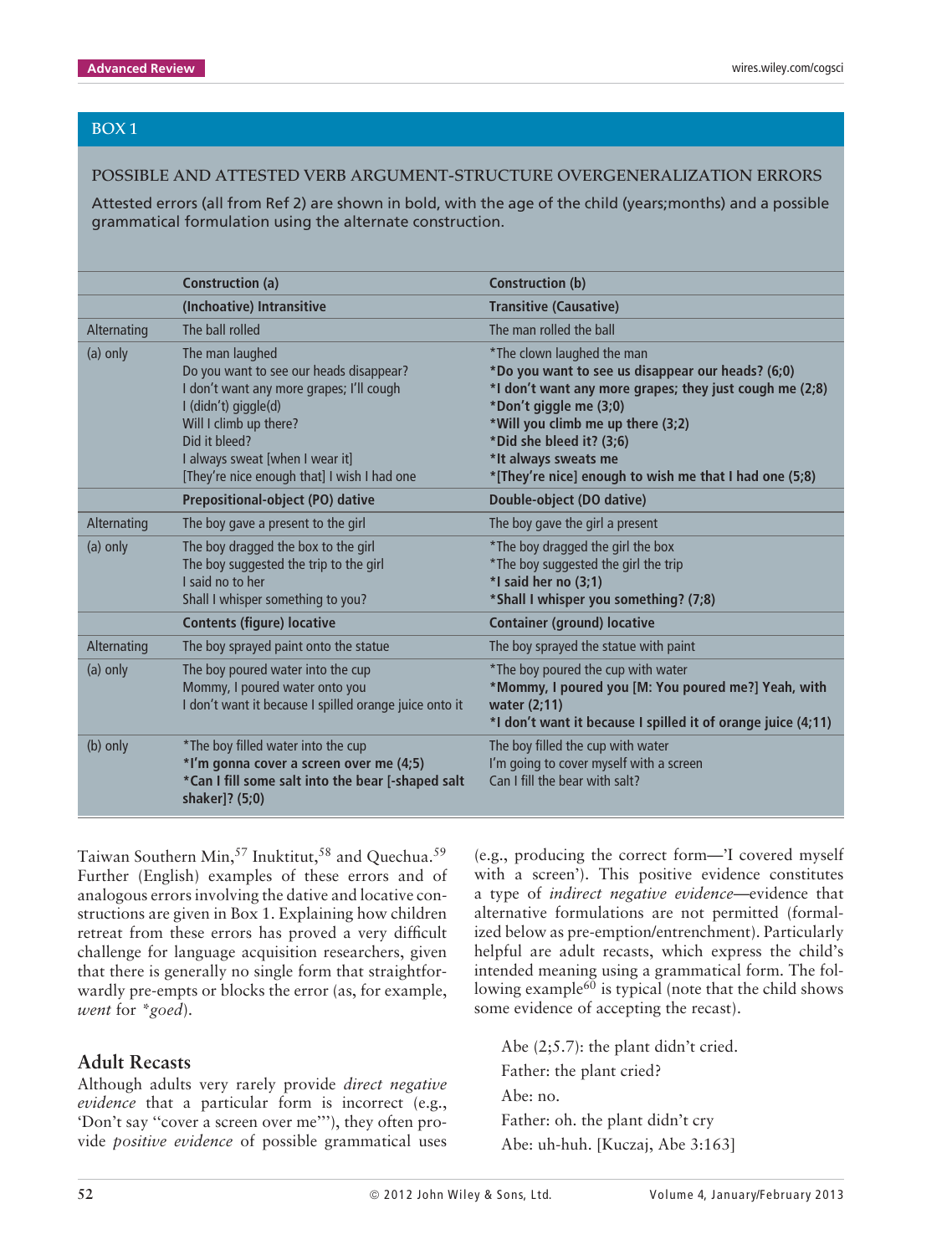## BOX 1

**POSSIBLE AND ATTESTED VERB ARGUMENT-STRUCTURE OVERGENERALIZATION ERRORS**

Attested errors (all from Ref 2) are shown in bold, with the age of the child (years;months) and a possible grammatical formulation using the alternate construction.

| | Construction (a) | Construction (b) |
|---|---|---|
| | **(Inchoative) Intransitive** | **Transitive (Causative)** |
| Alternating | The ball rolled | The man rolled the ball |
| (a) only | The man laughed<br>Do you want to see our heads disappear?<br>I don't want any more grapes; I'll cough<br>I (didn't) giggle(d)<br>Will I climb up there?<br>Did it bleed?<br>I always sweat [when I wear it]<br>[They're nice enough that] I wish I had one | *The clown laughed the man<br>**\*Do you want to see us disappear our heads? (6;0)**<br>**\*I don't want any more grapes; they just cough me (2;8)**<br>**\*Don't giggle me (3;0)**<br>**\*Will you climb me up there (3;2)**<br>**\*Did she bleed it? (3;6)**<br>**\*It always sweats me**<br>**\*[They're nice] enough to wish me that I had one (5;8)** |
| | **Prepositional-object (PO) dative** | **Double-object (DO dative)** |
| Alternating | The boy gave a present to the girl | The boy gave the girl a present |
| (a) only | The boy dragged the box to the girl<br>The boy suggested the trip to the girl<br>I said no to her<br>Shall I whisper something to you? | *The boy dragged the girl the box<br>*The boy suggested the girl the trip<br>**\*I said her no (3;1)**<br>**\*Shall I whisper you something? (7;8)** |
| | **Contents (figure) locative** | **Container (ground) locative** |
| Alternating | The boy sprayed paint onto the statue | The boy sprayed the statue with paint |
| (a) only | The boy poured water into the cup<br>Mommy, I poured water onto you<br>I don't want it because I spilled orange juice onto it | *The boy poured the cup with water<br>**\*Mommy, I poured you [M: You poured me?] Yeah, with water (2;11)**<br>**\*I don't want it because I spilled it of orange juice (4;11)** |
| (b) only | *The boy filled water into the cup<br>**\*I'm gonna cover a screen over me (4;5)**<br>**\*Can I fill some salt into the bear [-shaped salt shaker]? (5;0)** | The boy filled the cup with water<br>I'm going to cover myself with a screen<br>Can I fill the bear with salt? |

Taiwan Southern Min,[57] Inuktitut,[58] and Quechua.[59] Further (English) examples of these errors and of analogous errors involving the dative and locative constructions are given in Box 1. Explaining how children retreat from these errors has proved a very difficult challenge for language acquisition researchers, given that there is generally no single form that straightforwardly pre-empts or blocks the error (as, for example, *went* for *\*goed*).

## Adult Recasts

Although adults very rarely provide *direct negative evidence* that a particular form is incorrect (e.g., 'Don't say "cover a screen over me"'), they often provide *positive evidence* of possible grammatical uses (e.g., producing the correct form—'I covered myself with a screen'). This positive evidence constitutes a type of *indirect negative evidence*—evidence that alternative formulations are not permitted (formalized below as pre-emption/entrenchment). Particularly helpful are adult recasts, which express the child's intended meaning using a grammatical form. The following example[60] is typical (note that the child shows some evidence of accepting the recast).

> Abe (2;5.7): the plant didn't cried.
> Father: the plant cried?
> Abe: no.
> Father: oh. the plant didn't cry
> Abe: uh-huh. [Kuczaj, Abe 3:163]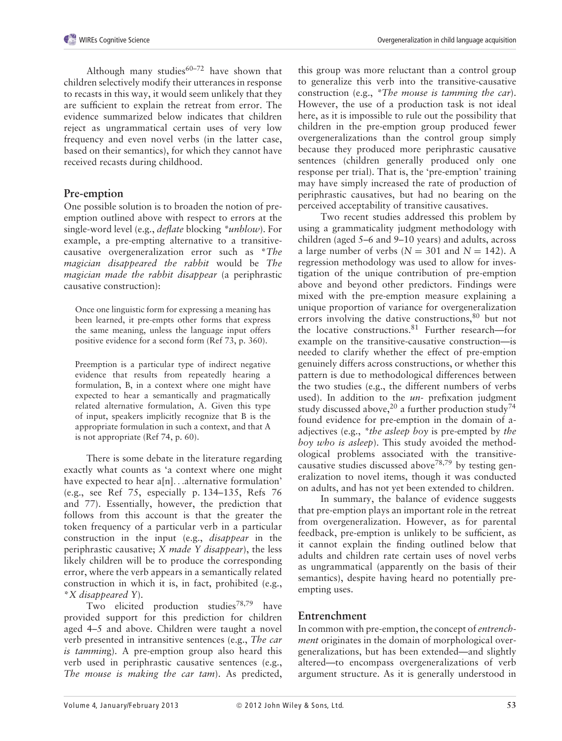Although many studies[60–72] have shown that children selectively modify their utterances in response to recasts in this way, it would seem unlikely that they are sufficient to explain the retreat from error. The evidence summarized below indicates that children reject as ungrammatical certain uses of very low frequency and even novel verbs (in the latter case, based on their semantics), for which they cannot have received recasts during childhood.

## Pre-emption

One possible solution is to broaden the notion of pre-emption outlined above with respect to errors at the single-word level (e.g., *deflate* blocking *\*unblow*). For example, a pre-empting alternative to a transitive-causative overgeneralization error such as *\*The magician disappeared the rabbit* would be *The magician made the rabbit disappear* (a periphrastic causative construction):

> Once one linguistic form for expressing a meaning has been learned, it pre-empts other forms that express the same meaning, unless the language input offers positive evidence for a second form (Ref 73, p. 360).

> Preemption is a particular type of indirect negative evidence that results from repeatedly hearing a formulation, B, in a context where one might have expected to hear a semantically and pragmatically related alternative formulation, A. Given this type of input, speakers implicitly recognize that B is the appropriate formulation in such a context, and that A is not appropriate (Ref 74, p. 60).

There is some debate in the literature regarding exactly what counts as 'a context where one might have expected to hear a[n]...alternative formulation' (e.g., see Ref 75, especially p. 134–135, Refs 76 and 77). Essentially, however, the prediction that follows from this account is that the greater the token frequency of a particular verb in a particular construction in the input (e.g., *disappear* in the periphrastic causative; *X made Y disappear*), the less likely children will be to produce the corresponding error, where the verb appears in a semantically related construction in which it is, in fact, prohibited (e.g., *\*X disappeared Y*).

Two elicited production studies[78,79] have provided support for this prediction for children aged 4–5 and above. Children were taught a novel verb presented in intransitive sentences (e.g., *The car is tamming*). A pre-emption group also heard this verb used in periphrastic causative sentences (e.g., *The mouse is making the car tam*). As predicted, this group was more reluctant than a control group to generalize this verb into the transitive-causative construction (e.g., *\*The mouse is tamming the car*). However, the use of a production task is not ideal here, as it is impossible to rule out the possibility that children in the pre-emption group produced fewer overgeneralizations than the control group simply because they produced more periphrastic causative sentences (children generally produced only one response per trial). That is, the 'pre-emption' training may have simply increased the rate of production of periphrastic causatives, but had no bearing on the perceived acceptability of transitive causatives.

Two recent studies addressed this problem by using a grammaticality judgment methodology with children (aged 5–6 and 9–10 years) and adults, across a large number of verbs ($N = 301$ and $N = 142$). A regression methodology was used to allow for investigation of the unique contribution of pre-emption above and beyond other predictors. Findings were mixed with the pre-emption measure explaining a unique proportion of variance for overgeneralization errors involving the dative constructions,[80] but not the locative constructions.[81] Further research—for example on the transitive-causative construction—is needed to clarify whether the effect of pre-emption genuinely differs across constructions, or whether this pattern is due to methodological differences between the two studies (e.g., the different numbers of verbs used). In addition to the *un-* prefixation judgment study discussed above,[20] a further production study[74] found evidence for pre-emption in the domain of a-adjectives (e.g., *\*the asleep boy* is pre-empted by *the boy who is asleep*). This study avoided the methodological problems associated with the transitive-causative studies discussed above[78,79] by testing generalization to novel items, though it was conducted on adults, and has not yet been extended to children.

In summary, the balance of evidence suggests that pre-emption plays an important role in the retreat from overgeneralization. However, as for parental feedback, pre-emption is unlikely to be sufficient, as it cannot explain the finding outlined below that adults and children rate certain uses of novel verbs as ungrammatical (apparently on the basis of their semantics), despite having heard no potentially pre-empting uses.

## Entrenchment

In common with pre-emption, the concept of *entrenchment* originates in the domain of morphological overgeneralizations, but has been extended—and slightly altered—to encompass overgeneralizations of verb argument structure. As it is generally understood in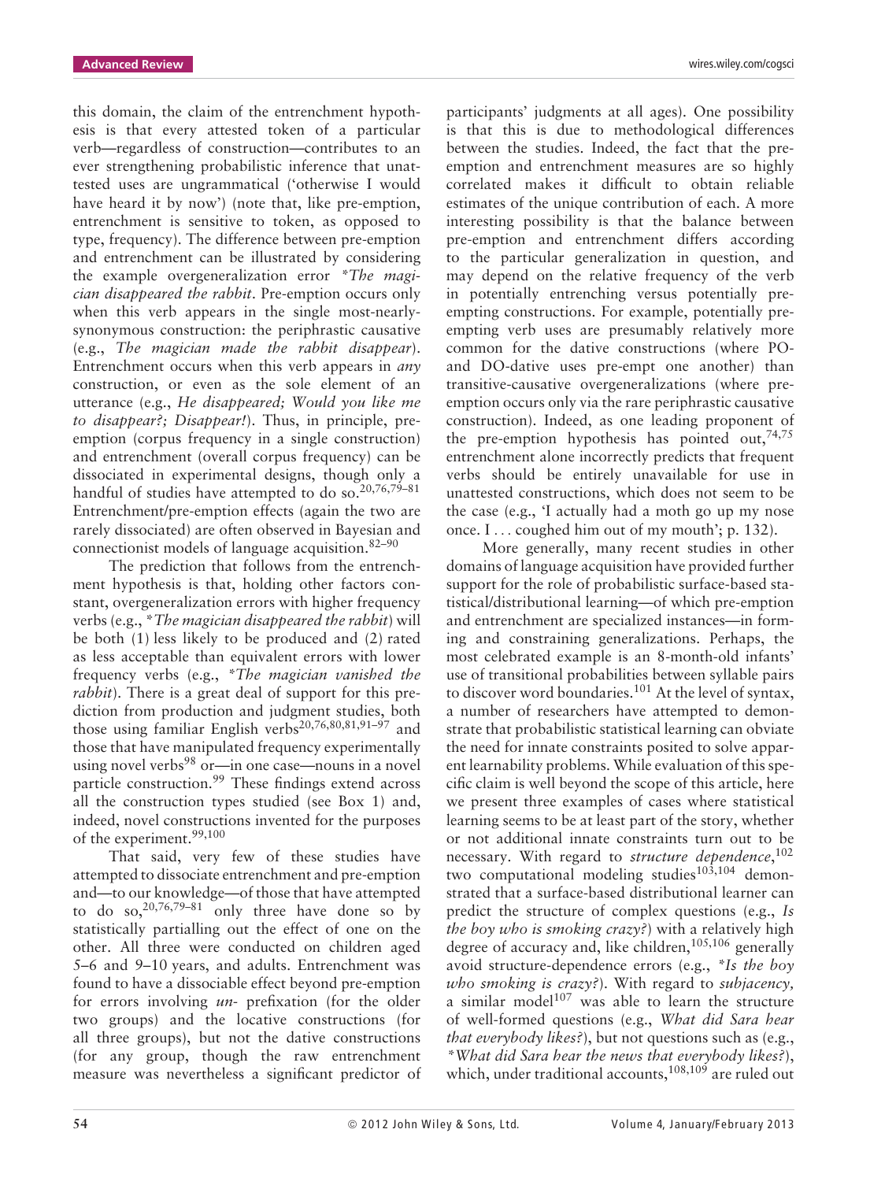this domain, the claim of the entrenchment hypothesis is that every attested token of a particular verb—regardless of construction—contributes to an ever strengthening probabilistic inference that unattested uses are ungrammatical ('otherwise I would have heard it by now') (note that, like pre-emption, entrenchment is sensitive to token, as opposed to type, frequency). The difference between pre-emption and entrenchment can be illustrated by considering the example overgeneralization error *\*The magician disappeared the rabbit*. Pre-emption occurs only when this verb appears in the single most-nearly-synonymous construction: the periphrastic causative (e.g., *The magician made the rabbit disappear*). Entrenchment occurs when this verb appears in *any* construction, or even as the sole element of an utterance (e.g., *He disappeared; Would you like me to disappear?; Disappear!*). Thus, in principle, pre-emption (corpus frequency in a single construction) and entrenchment (overall corpus frequency) can be dissociated in experimental designs, though only a handful of studies have attempted to do so.[20,76,79–81] Entrenchment/pre-emption effects (again the two are rarely dissociated) are often observed in Bayesian and connectionist models of language acquisition.[82–90]

The prediction that follows from the entrenchment hypothesis is that, holding other factors constant, overgeneralization errors with higher frequency verbs (e.g., *\*The magician disappeared the rabbit*) will be both (1) less likely to be produced and (2) rated as less acceptable than equivalent errors with lower frequency verbs (e.g., *\*The magician vanished the rabbit*). There is a great deal of support for this prediction from production and judgment studies, both those using familiar English verbs[20,76,80,81,91–97] and those that have manipulated frequency experimentally using novel verbs[98] or—in one case—nouns in a novel particle construction.[99] These findings extend across all the construction types studied (see Box 1) and, indeed, novel constructions invented for the purposes of the experiment.[99,100]

That said, very few of these studies have attempted to dissociate entrenchment and pre-emption and—to our knowledge—of those that have attempted to do so,[20,76,79–81] only three have done so by statistically partialling out the effect of one on the other. All three were conducted on children aged 5–6 and 9–10 years, and adults. Entrenchment was found to have a dissociable effect beyond pre-emption for errors involving *un-* prefixation (for the older two groups) and the locative constructions (for all three groups), but not the dative constructions (for any group, though the raw entrenchment measure was nevertheless a significant predictor of participants' judgments at all ages). One possibility is that this is due to methodological differences between the studies. Indeed, the fact that the pre-emption and entrenchment measures are so highly correlated makes it difficult to obtain reliable estimates of the unique contribution of each. A more interesting possibility is that the balance between pre-emption and entrenchment differs according to the particular generalization in question, and may depend on the relative frequency of the verb in potentially entrenching versus potentially pre-empting constructions. For example, potentially pre-empting verb uses are presumably relatively more common for the dative constructions (where PO- and DO-dative uses pre-empt one another) than transitive-causative overgeneralizations (where pre-emption occurs only via the rare periphrastic causative construction). Indeed, as one leading proponent of the pre-emption hypothesis has pointed out,[74,75] entrenchment alone incorrectly predicts that frequent verbs should be entirely unavailable for use in unattested constructions, which does not seem to be the case (e.g., 'I actually had a moth go up my nose once. I ... coughed him out of my mouth'; p. 132).

More generally, many recent studies in other domains of language acquisition have provided further support for the role of probabilistic surface-based statistical/distributional learning—of which pre-emption and entrenchment are specialized instances—in forming and constraining generalizations. Perhaps, the most celebrated example is an 8-month-old infants' use of transitional probabilities between syllable pairs to discover word boundaries.[101] At the level of syntax, a number of researchers have attempted to demonstrate that probabilistic statistical learning can obviate the need for innate constraints posited to solve apparent learnability problems. While evaluation of this specific claim is well beyond the scope of this article, here we present three examples of cases where statistical learning seems to be at least part of the story, whether or not additional innate constraints turn out to be necessary. With regard to *structure dependence*,[102] two computational modeling studies[103,104] demonstrated that a surface-based distributional learner can predict the structure of complex questions (e.g., *Is the boy who is smoking crazy?*) with a relatively high degree of accuracy and, like children,[105,106] generally avoid structure-dependence errors (e.g., *\*Is the boy who smoking is crazy?*). With regard to *subjacency*, a similar model[107] was able to learn the structure of well-formed questions (e.g., *What did Sara hear that everybody likes?*), but not questions such as (e.g., *\*What did Sara hear the news that everybody likes?*), which, under traditional accounts,[108,109] are ruled out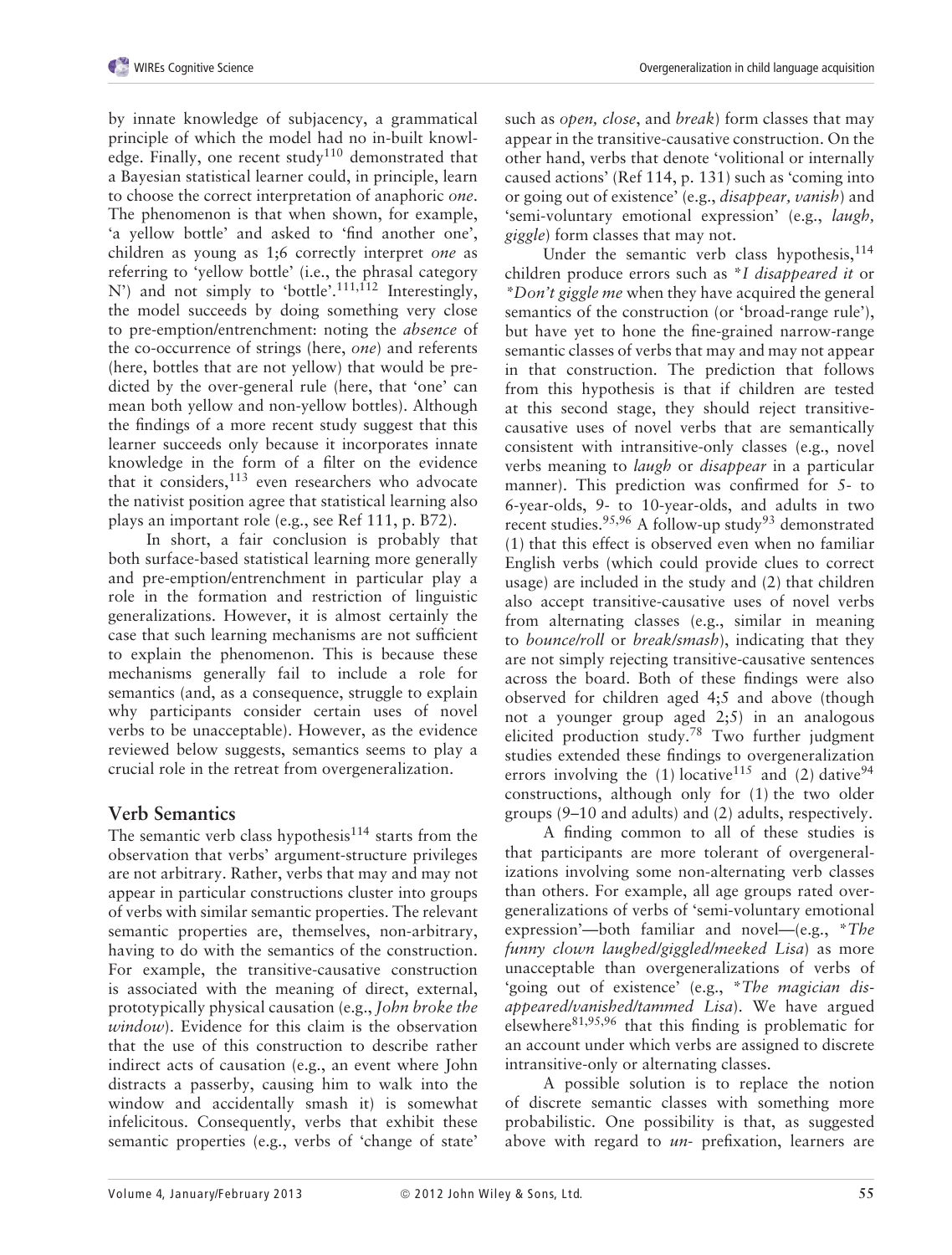by innate knowledge of subjacency, a grammatical principle of which the model had no in-built knowledge. Finally, one recent study[110] demonstrated that a Bayesian statistical learner could, in principle, learn to choose the correct interpretation of anaphoric *one*. The phenomenon is that when shown, for example, 'a yellow bottle' and asked to 'find another one', children as young as 1;6 correctly interpret *one* as referring to 'yellow bottle' (i.e., the phrasal category N') and not simply to 'bottle'.[111,112] Interestingly, the model succeeds by doing something very close to pre-emption/entrenchment: noting the *absence* of the co-occurrence of strings (here, *one*) and referents (here, bottles that are not yellow) that would be predicted by the over-general rule (here, that 'one' can mean both yellow and non-yellow bottles). Although the findings of a more recent study suggest that this learner succeeds only because it incorporates innate knowledge in the form of a filter on the evidence that it considers,[113] even researchers who advocate the nativist position agree that statistical learning also plays an important role (e.g., see Ref 111, p. B72).

In short, a fair conclusion is probably that both surface-based statistical learning more generally and pre-emption/entrenchment in particular play a role in the formation and restriction of linguistic generalizations. However, it is almost certainly the case that such learning mechanisms are not sufficient to explain the phenomenon. This is because these mechanisms generally fail to include a role for semantics (and, as a consequence, struggle to explain why participants consider certain uses of novel verbs to be unacceptable). However, as the evidence reviewed below suggests, semantics seems to play a crucial role in the retreat from overgeneralization.

## Verb Semantics

The semantic verb class hypothesis[114] starts from the observation that verbs' argument-structure privileges are not arbitrary. Rather, verbs that may and may not appear in particular constructions cluster into groups of verbs with similar semantic properties. The relevant semantic properties are, themselves, non-arbitrary, having to do with the semantics of the construction. For example, the transitive-causative construction is associated with the meaning of direct, external, prototypically physical causation (e.g., *John broke the window*). Evidence for this claim is the observation that the use of this construction to describe rather indirect acts of causation (e.g., an event where John distracts a passerby, causing him to walk into the window and accidentally smash it) is somewhat infelicitous. Consequently, verbs that exhibit these semantic properties (e.g., verbs of 'change of state' such as *open, close*, and *break*) form classes that may appear in the transitive-causative construction. On the other hand, verbs that denote 'volitional or internally caused actions' (Ref 114, p. 131) such as 'coming into or going out of existence' (e.g., *disappear, vanish*) and 'semi-voluntary emotional expression' (e.g., *laugh, giggle*) form classes that may not.

Under the semantic verb class hypothesis,[114] children produce errors such as **I disappeared it* or **Don't giggle me* when they have acquired the general semantics of the construction (or 'broad-range rule'), but have yet to hone the fine-grained narrow-range semantic classes of verbs that may and may not appear in that construction. The prediction that follows from this hypothesis is that if children are tested at this second stage, they should reject transitive-causative uses of novel verbs that are semantically consistent with intransitive-only classes (e.g., novel verbs meaning to *laugh* or *disappear* in a particular manner). This prediction was confirmed for 5- to 6-year-olds, 9- to 10-year-olds, and adults in two recent studies.[95,96] A follow-up study[93] demonstrated (1) that this effect is observed even when no familiar English verbs (which could provide clues to correct usage) are included in the study and (2) that children also accept transitive-causative uses of novel verbs from alternating classes (e.g., similar in meaning to *bounce/roll* or *break/smash*), indicating that they are not simply rejecting transitive-causative sentences across the board. Both of these findings were also observed for children aged 4;5 and above (though not a younger group aged 2;5) in an analogous elicited production study.[78] Two further judgment studies extended these findings to overgeneralization errors involving the (1) locative[115] and (2) dative[94] constructions, although only for (1) the two older groups (9–10 and adults) and (2) adults, respectively.

A finding common to all of these studies is that participants are more tolerant of overgeneralizations involving some non-alternating verb classes than others. For example, all age groups rated overgeneralizations of verbs of 'semi-voluntary emotional expression'—both familiar and novel—(e.g., **The funny clown laughed/giggled/meeked Lisa*) as more unacceptable than overgeneralizations of verbs of 'going out of existence' (e.g., **The magician disappeared/vanished/tammed Lisa*). We have argued elsewhere[81,95,96] that this finding is problematic for an account under which verbs are assigned to discrete intransitive-only or alternating classes.

A possible solution is to replace the notion of discrete semantic classes with something more probabilistic. One possibility is that, as suggested above with regard to *un*- prefixation, learners are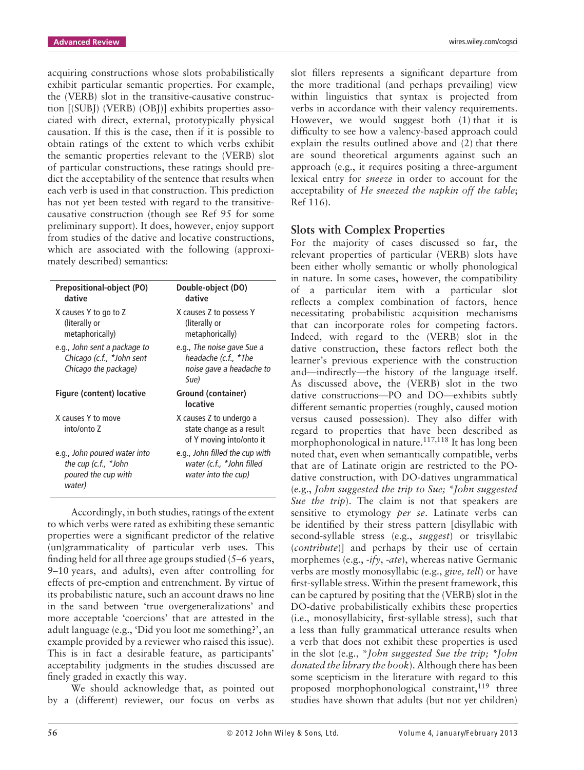acquiring constructions whose slots probabilistically exhibit particular semantic properties. For example, the (VERB) slot in the transitive-causative construction [(SUBJ) (VERB) (OBJ)] exhibits properties associated with direct, external, prototypically physical causation. If this is the case, then if it is possible to obtain ratings of the extent to which verbs exhibit the semantic properties relevant to the (VERB) slot of particular constructions, these ratings should predict the acceptability of the sentence that results when each verb is used in that construction. This prediction has not yet been tested with regard to the transitive-causative construction (though see Ref 95 for some preliminary support). It does, however, enjoy support from studies of the dative and locative constructions, which are associated with the following (approximately described) semantics:

| Prepositional-object (PO) dative | Double-object (DO) dative |
|---|---|
| X causes Y to go to Z (literally or metaphorically) | X causes Z to possess Y (literally or metaphorically) |
| e.g., *John sent a package to Chicago (c.f., \*John sent Chicago the package)* | e.g., *The noise gave Sue a headache (c.f., \*The noise gave a headache to Sue)* |
| **Figure (content) locative** | **Ground (container) locative** |
| X causes Y to move into/onto Z | X causes Z to undergo a state change as a result of Y moving into/onto it |
| e.g., *John poured water into the cup (c.f., \*John poured the cup with water)* | e.g., *John filled the cup with water (c.f., \*John filled water into the cup)* |

Accordingly, in both studies, ratings of the extent to which verbs were rated as exhibiting these semantic properties were a significant predictor of the relative (un)grammaticality of particular verb uses. This finding held for all three age groups studied (5–6 years, 9–10 years, and adults), even after controlling for effects of pre-emption and entrenchment. By virtue of its probabilistic nature, such an account draws no line in the sand between 'true overgeneralizations' and more acceptable 'coercions' that are attested in the adult language (e.g., 'Did you loot me something?', an example provided by a reviewer who raised this issue). This is in fact a desirable feature, as participants' acceptability judgments in the studies discussed are finely graded in exactly this way.

We should acknowledge that, as pointed out by a (different) reviewer, our focus on verbs as slot fillers represents a significant departure from the more traditional (and perhaps prevailing) view within linguistics that syntax is projected from verbs in accordance with their valency requirements. However, we would suggest both (1) that it is difficulty to see how a valency-based approach could explain the results outlined above and (2) that there are sound theoretical arguments against such an approach (e.g., it requires positing a three-argument lexical entry for *sneeze* in order to account for the acceptability of *He sneezed the napkin off the table*; Ref 116).

## Slots with Complex Properties

For the majority of cases discussed so far, the relevant properties of particular (VERB) slots have been either wholly semantic or wholly phonological in nature. In some cases, however, the compatibility of a particular item with a particular slot reflects a complex combination of factors, hence necessitating probabilistic acquisition mechanisms that can incorporate roles for competing factors. Indeed, with regard to the (VERB) slot in the dative construction, these factors reflect both the learner's previous experience with the construction and—indirectly—the history of the language itself. As discussed above, the (VERB) slot in the two dative constructions—PO and DO—exhibits subtly different semantic properties (roughly, caused motion versus caused possession). They also differ with regard to properties that have been described as morphophonological in nature.[117,118] It has long been noted that, even when semantically compatible, verbs that are of Latinate origin are restricted to the PO-dative construction, with DO-datives ungrammatical (e.g., *John suggested the trip to Sue; \*John suggested Sue the trip*). The claim is not that speakers are sensitive to etymology *per se*. Latinate verbs can be identified by their stress pattern [disyllabic with second-syllable stress (e.g., *suggest*) or trisyllabic (*contribute*)] and perhaps by their use of certain morphemes (e.g., *-ify*, *-ate*), whereas native Germanic verbs are mostly monosyllabic (e.g., *give, tell*) or have first-syllable stress. Within the present framework, this can be captured by positing that the (VERB) slot in the DO-dative probabilistically exhibits these properties (i.e., monosyllabicity, first-syllable stress), such that a less than fully grammatical utterance results when a verb that does not exhibit these properties is used in the slot (e.g., *\*John suggested Sue the trip; \*John donated the library the book*). Although there has been some scepticism in the literature with regard to this proposed morphophonological constraint,[119] three studies have shown that adults (but not yet children)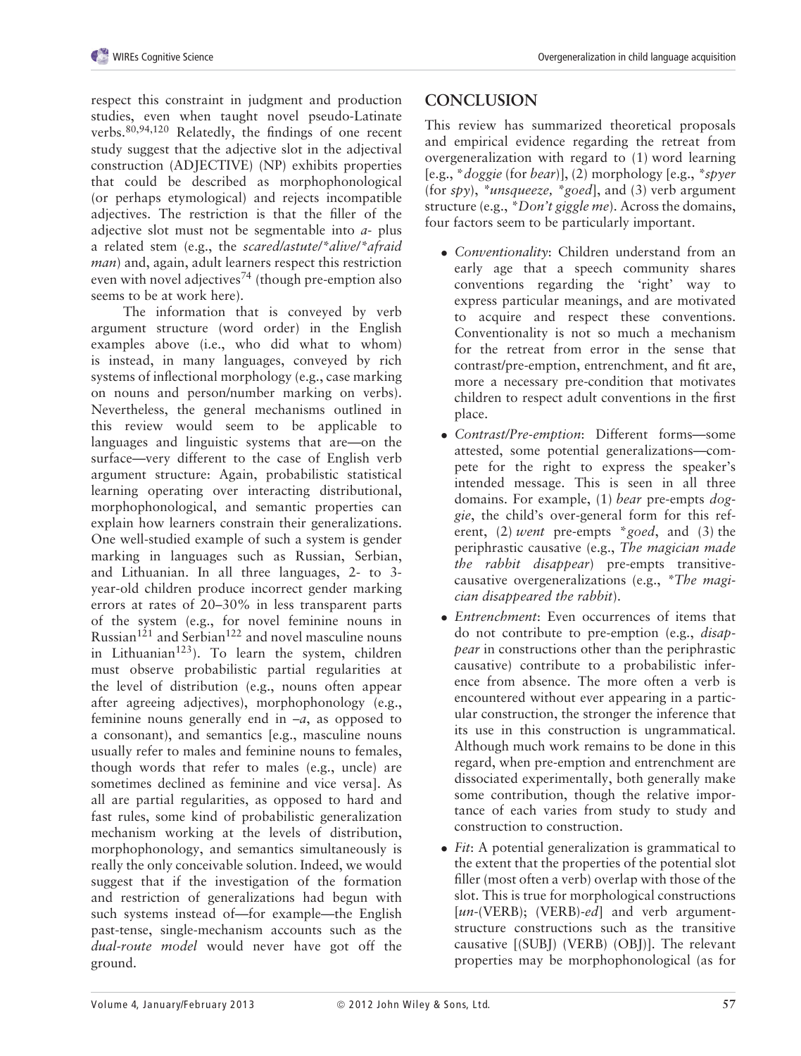respect this constraint in judgment and production studies, even when taught novel pseudo-Latinate verbs.[80,94,120] Relatedly, the findings of one recent study suggest that the adjective slot in the adjectival construction (ADJECTIVE) (NP) exhibits properties that could be described as morphophonological (or perhaps etymological) and rejects incompatible adjectives. The restriction is that the filler of the adjective slot must not be segmentable into *a-* plus a related stem (e.g., the *scared/astute/*alive/*afraid man*) and, again, adult learners respect this restriction even with novel adjectives[74] (though pre-emption also seems to be at work here).

The information that is conveyed by verb argument structure (word order) in the English examples above (i.e., who did what to whom) is instead, in many languages, conveyed by rich systems of inflectional morphology (e.g., case marking on nouns and person/number marking on verbs). Nevertheless, the general mechanisms outlined in this review would seem to be applicable to languages and linguistic systems that are—on the surface—very different to the case of English verb argument structure: Again, probabilistic statistical learning operating over interacting distributional, morphophonological, and semantic properties can explain how learners constrain their generalizations. One well-studied example of such a system is gender marking in languages such as Russian, Serbian, and Lithuanian. In all three languages, 2- to 3-year-old children produce incorrect gender marking errors at rates of 20–30% in less transparent parts of the system (e.g., for novel feminine nouns in Russian[121] and Serbian[122] and novel masculine nouns in Lithuanian[123]). To learn the system, children must observe probabilistic partial regularities at the level of distribution (e.g., nouns often appear after agreeing adjectives), morphophonology (e.g., feminine nouns generally end in *–a*, as opposed to a consonant), and semantics [e.g., masculine nouns usually refer to males and feminine nouns to females, though words that refer to males (e.g., uncle) are sometimes declined as feminine and vice versa]. As all are partial regularities, as opposed to hard and fast rules, some kind of probabilistic generalization mechanism working at the levels of distribution, morphophonology, and semantics simultaneously is really the only conceivable solution. Indeed, we would suggest that if the investigation of the formation and restriction of generalizations had begun with such systems instead of—for example—the English past-tense, single-mechanism accounts such as the *dual-route model* would never have got off the ground.

## CONCLUSION

This review has summarized theoretical proposals and empirical evidence regarding the retreat from overgeneralization with regard to (1) word learning [e.g., **doggie* (for *bear*)], (2) morphology [e.g., **spyer* (for *spy*), **unsqueeze, *goed*], and (3) verb argument structure (e.g., **Don't giggle me*). Across the domains, four factors seem to be particularly important.

- *Conventionality*: Children understand from an early age that a speech community shares conventions regarding the 'right' way to express particular meanings, and are motivated to acquire and respect these conventions. Conventionality is not so much a mechanism for the retreat from error in the sense that contrast/pre-emption, entrenchment, and fit are, more a necessary pre-condition that motivates children to respect adult conventions in the first place.
- *Contrast/Pre-emption*: Different forms—some attested, some potential generalizations—compete for the right to express the speaker's intended message. This is seen in all three domains. For example, (1) *bear* pre-empts *doggie*, the child's over-general form for this referent, (2) *went* pre-empts **goed*, and (3) the periphrastic causative (e.g., *The magician made the rabbit disappear*) pre-empts transitive-causative overgeneralizations (e.g., **The magician disappeared the rabbit*).
- *Entrenchment*: Even occurrences of items that do not contribute to pre-emption (e.g., *disappear* in constructions other than the periphrastic causative) contribute to a probabilistic inference from absence. The more often a verb is encountered without ever appearing in a particular construction, the stronger the inference that its use in this construction is ungrammatical. Although much work remains to be done in this regard, when pre-emption and entrenchment are dissociated experimentally, both generally make some contribution, though the relative importance of each varies from study to study and construction to construction.
- *Fit*: A potential generalization is grammatical to the extent that the properties of the potential slot filler (most often a verb) overlap with those of the slot. This is true for morphological constructions [*un-*(VERB); (VERB)*-ed*] and verb argument-structure constructions such as the transitive causative [(SUBJ) (VERB) (OBJ)]. The relevant properties may be morphophonological (as for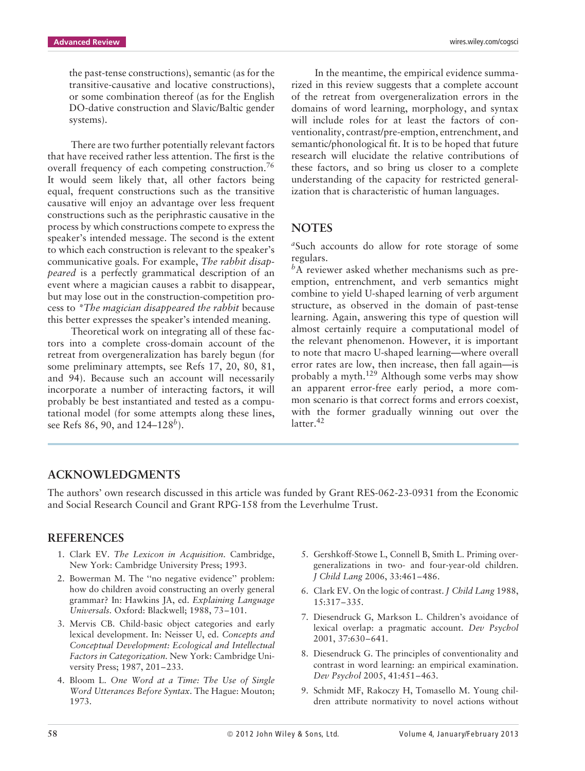the past-tense constructions), semantic (as for the transitive-causative and locative constructions), or some combination thereof (as for the English DO-dative construction and Slavic/Baltic gender systems).

There are two further potentially relevant factors that have received rather less attention. The first is the overall frequency of each competing construction.[76] It would seem likely that, all other factors being equal, frequent constructions such as the transitive causative will enjoy an advantage over less frequent constructions such as the periphrastic causative in the process by which constructions compete to express the speaker's intended message. The second is the extent to which each construction is relevant to the speaker's communicative goals. For example, *The rabbit disappeared* is a perfectly grammatical description of an event where a magician causes a rabbit to disappear, but may lose out in the construction-competition process to *\*The magician disappeared the rabbit* because this better expresses the speaker's intended meaning.

Theoretical work on integrating all of these factors into a complete cross-domain account of the retreat from overgeneralization has barely begun (for some preliminary attempts, see Refs 17, 20, 80, 81, and 94). Because such an account will necessarily incorporate a number of interacting factors, it will probably be best instantiated and tested as a computational model (for some attempts along these lines, see Refs 86, 90, and 124–128[b]).

In the meantime, the empirical evidence summarized in this review suggests that a complete account of the retreat from overgeneralization errors in the domains of word learning, morphology, and syntax will include roles for at least the factors of conventionality, contrast/pre-emption, entrenchment, and semantic/phonological fit. It is to be hoped that future research will elucidate the relative contributions of these factors, and so bring us closer to a complete understanding of the capacity for restricted generalization that is characteristic of human languages.

## NOTES

[a]Such accounts do allow for rote storage of some regulars.

[b]A reviewer asked whether mechanisms such as pre-emption, entrenchment, and verb semantics might combine to yield U-shaped learning of verb argument structure, as observed in the domain of past-tense learning. Again, answering this type of question will almost certainly require a computational model of the relevant phenomenon. However, it is important to note that macro U-shaped learning—where overall error rates are low, then increase, then fall again—is probably a myth.[129] Although some verbs may show an apparent error-free early period, a more common scenario is that correct forms and errors coexist, with the former gradually winning out over the latter.[42]

## ACKNOWLEDGMENTS

The authors' own research discussed in this article was funded by Grant RES-062-23-0931 from the Economic and Social Research Council and Grant RPG-158 from the Leverhulme Trust.

## REFERENCES

1. Clark EV. *The Lexicon in Acquisition*. Cambridge, New York: Cambridge University Press; 1993.
2. Bowerman M. The ''no negative evidence'' problem: how do children avoid constructing an overly general grammar? In: Hawkins JA, ed. *Explaining Language Universals*. Oxford: Blackwell; 1988, 73–101.
3. Mervis CB. Child-basic object categories and early lexical development. In: Neisser U, ed. *Concepts and Conceptual Development: Ecological and Intellectual Factors in Categorization*. New York: Cambridge University Press; 1987, 201–233.
4. Bloom L. *One Word at a Time: The Use of Single Word Utterances Before Syntax*. The Hague: Mouton; 1973.
5. Gershkoff-Stowe L, Connell B, Smith L. Priming overgeneralizations in two- and four-year-old children. *J Child Lang* 2006, 33:461–486.
6. Clark EV. On the logic of contrast. *J Child Lang* 1988, 15:317–335.
7. Diesendruck G, Markson L. Children's avoidance of lexical overlap: a pragmatic account. *Dev Psychol* 2001, 37:630–641.
8. Diesendruck G. The principles of conventionality and contrast in word learning: an empirical examination. *Dev Psychol* 2005, 41:451–463.
9. Schmidt MF, Rakoczy H, Tomasello M. Young children attribute normativity to novel actions without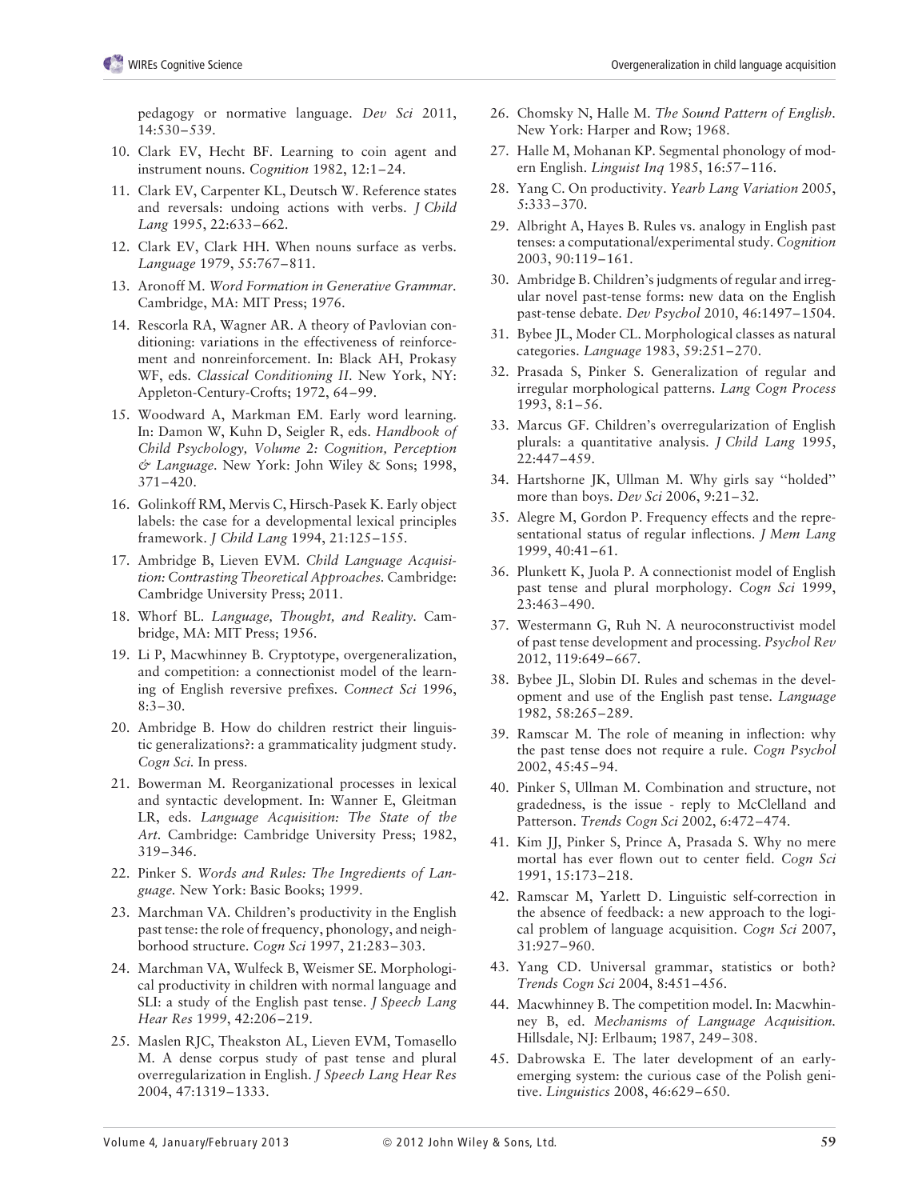pedagogy or normative language. *Dev Sci* 2011, 14:530–539.

10. Clark EV, Hecht BF. Learning to coin agent and instrument nouns. *Cognition* 1982, 12:1–24.
11. Clark EV, Carpenter KL, Deutsch W. Reference states and reversals: undoing actions with verbs. *J Child Lang* 1995, 22:633–662.
12. Clark EV, Clark HH. When nouns surface as verbs. *Language* 1979, 55:767–811.
13. Aronoff M. *Word Formation in Generative Grammar*. Cambridge, MA: MIT Press; 1976.
14. Rescorla RA, Wagner AR. A theory of Pavlovian conditioning: variations in the effectiveness of reinforcement and nonreinforcement. In: Black AH, Prokasy WF, eds. *Classical Conditioning II*. New York, NY: Appleton-Century-Crofts; 1972, 64–99.
15. Woodward A, Markman EM. Early word learning. In: Damon W, Kuhn D, Seigler R, eds. *Handbook of Child Psychology, Volume 2: Cognition, Perception & Language*. New York: John Wiley & Sons; 1998, 371–420.
16. Golinkoff RM, Mervis C, Hirsch-Pasek K. Early object labels: the case for a developmental lexical principles framework. *J Child Lang* 1994, 21:125–155.
17. Ambridge B, Lieven EVM. *Child Language Acquisition: Contrasting Theoretical Approaches*. Cambridge: Cambridge University Press; 2011.
18. Whorf BL. *Language, Thought, and Reality*. Cambridge, MA: MIT Press; 1956.
19. Li P, Macwhinney B. Cryptotype, overgeneralization, and competition: a connectionist model of the learning of English reversive prefixes. *Connect Sci* 1996, 8:3–30.
20. Ambridge B. How do children restrict their linguistic generalizations?: a grammaticality judgment study. *Cogn Sci*. In press.
21. Bowerman M. Reorganizational processes in lexical and syntactic development. In: Wanner E, Gleitman LR, eds. *Language Acquisition: The State of the Art*. Cambridge: Cambridge University Press; 1982, 319–346.
22. Pinker S. *Words and Rules: The Ingredients of Language*. New York: Basic Books; 1999.
23. Marchman VA. Children's productivity in the English past tense: the role of frequency, phonology, and neighborhood structure. *Cogn Sci* 1997, 21:283–303.
24. Marchman VA, Wulfeck B, Weismer SE. Morphological productivity in children with normal language and SLI: a study of the English past tense. *J Speech Lang Hear Res* 1999, 42:206–219.
25. Maslen RJC, Theakston AL, Lieven EVM, Tomasello M. A dense corpus study of past tense and plural overregularization in English. *J Speech Lang Hear Res* 2004, 47:1319–1333.
26. Chomsky N, Halle M. *The Sound Pattern of English*. New York: Harper and Row; 1968.
27. Halle M, Mohanan KP. Segmental phonology of modern English. *Linguist Inq* 1985, 16:57–116.
28. Yang C. On productivity. *Yearb Lang Variation* 2005, 5:333–370.
29. Albright A, Hayes B. Rules vs. analogy in English past tenses: a computational/experimental study. *Cognition* 2003, 90:119–161.
30. Ambridge B. Children's judgments of regular and irregular novel past-tense forms: new data on the English past-tense debate. *Dev Psychol* 2010, 46:1497–1504.
31. Bybee JL, Moder CL. Morphological classes as natural categories. *Language* 1983, 59:251–270.
32. Prasada S, Pinker S. Generalization of regular and irregular morphological patterns. *Lang Cogn Process* 1993, 8:1–56.
33. Marcus GF. Children's overregularization of English plurals: a quantitative analysis. *J Child Lang* 1995, 22:447–459.
34. Hartshorne JK, Ullman M. Why girls say "holded" more than boys. *Dev Sci* 2006, 9:21–32.
35. Alegre M, Gordon P. Frequency effects and the representational status of regular inflections. *J Mem Lang* 1999, 40:41–61.
36. Plunkett K, Juola P. A connectionist model of English past tense and plural morphology. *Cogn Sci* 1999, 23:463–490.
37. Westermann G, Ruh N. A neuroconstructivist model of past tense development and processing. *Psychol Rev* 2012, 119:649–667.
38. Bybee JL, Slobin DI. Rules and schemas in the development and use of the English past tense. *Language* 1982, 58:265–289.
39. Ramscar M. The role of meaning in inflection: why the past tense does not require a rule. *Cogn Psychol* 2002, 45:45–94.
40. Pinker S, Ullman M. Combination and structure, not gradedness, is the issue - reply to McClelland and Patterson. *Trends Cogn Sci* 2002, 6:472–474.
41. Kim JJ, Pinker S, Prince A, Prasada S. Why no mere mortal has ever flown out to center field. *Cogn Sci* 1991, 15:173–218.
42. Ramscar M, Yarlett D. Linguistic self-correction in the absence of feedback: a new approach to the logical problem of language acquisition. *Cogn Sci* 2007, 31:927–960.
43. Yang CD. Universal grammar, statistics or both? *Trends Cogn Sci* 2004, 8:451–456.
44. Macwhinney B. The competition model. In: Macwhinney B, ed. *Mechanisms of Language Acquisition*. Hillsdale, NJ: Erlbaum; 1987, 249–308.
45. Dabrowska E. The later development of an early-emerging system: the curious case of the Polish genitive. *Linguistics* 2008, 46:629–650.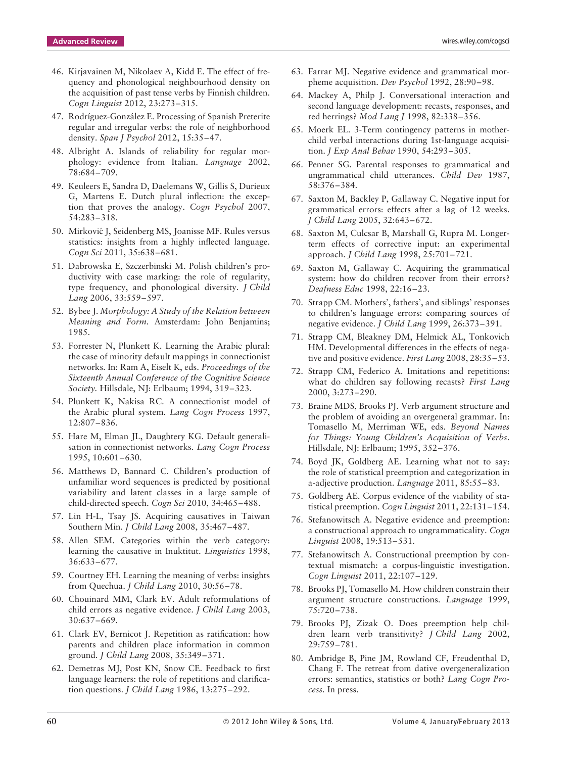46. Kirjavainen M, Nikolaev A, Kidd E. The effect of frequency and phonological neighbourhood density on the acquisition of past tense verbs by Finnish children. *Cogn Linguist* 2012, 23:273–315.
47. Rodríguez-González E. Processing of Spanish Preterite regular and irregular verbs: the role of neighborhood density. *Span J Psychol* 2012, 15:35–47.
48. Albright A. Islands of reliability for regular morphology: evidence from Italian. *Language* 2002, 78:684–709.
49. Keuleers E, Sandra D, Daelemans W, Gillis S, Durieux G, Martens E. Dutch plural inflection: the exception that proves the analogy. *Cogn Psychol* 2007, 54:283–318.
50. Mirković J, Seidenberg MS, Joanisse MF. Rules versus statistics: insights from a highly inflected language. *Cogn Sci* 2011, 35:638–681.
51. Dabrowska E, Szczerbinski M. Polish children's productivity with case marking: the role of regularity, type frequency, and phonological diversity. *J Child Lang* 2006, 33:559–597.
52. Bybee J. *Morphology: A Study of the Relation between Meaning and Form*. Amsterdam: John Benjamins; 1985.
53. Forrester N, Plunkett K. Learning the Arabic plural: the case of minority default mappings in connectionist networks. In: Ram A, Eiselt K, eds. *Proceedings of the Sixteenth Annual Conference of the Cognitive Science Society*. Hillsdale, NJ: Erlbaum; 1994, 319–323.
54. Plunkett K, Nakisa RC. A connectionist model of the Arabic plural system. *Lang Cogn Process* 1997, 12:807–836.
55. Hare M, Elman JL, Daughtery KG. Default generalisation in connectionist networks. *Lang Cogn Process* 1995, 10:601–630.
56. Matthews D, Bannard C. Children's production of unfamiliar word sequences is predicted by positional variability and latent classes in a large sample of child-directed speech. *Cogn Sci* 2010, 34:465–488.
57. Lin H-L, Tsay JS. Acquiring causatives in Taiwan Southern Min. *J Child Lang* 2008, 35:467–487.
58. Allen SEM. Categories within the verb category: learning the causative in Inuktitut. *Linguistics* 1998, 36:633–677.
59. Courtney EH. Learning the meaning of verbs: insights from Quechua. *J Child Lang* 2010, 30:56–78.
60. Chouinard MM, Clark EV. Adult reformulations of child errors as negative evidence. *J Child Lang* 2003, 30:637–669.
61. Clark EV, Bernicot J. Repetition as ratification: how parents and children place information in common ground. *J Child Lang* 2008, 35:349–371.
62. Demetras MJ, Post KN, Snow CE. Feedback to first language learners: the role of repetitions and clarification questions. *J Child Lang* 1986, 13:275–292.
63. Farrar MJ. Negative evidence and grammatical morpheme acquisition. *Dev Psychol* 1992, 28:90–98.
64. Mackey A, Philp J. Conversational interaction and second language development: recasts, responses, and red herrings? *Mod Lang J* 1998, 82:338–356.
65. Moerk EL. 3-Term contingency patterns in mother-child verbal interactions during 1st-language acquisition. *J Exp Anal Behav* 1990, 54:293–305.
66. Penner SG. Parental responses to grammatical and ungrammatical child utterances. *Child Dev* 1987, 58:376–384.
67. Saxton M, Backley P, Gallaway C. Negative input for grammatical errors: effects after a lag of 12 weeks. *J Child Lang* 2005, 32:643–672.
68. Saxton M, Culcsar B, Marshall G, Rupra M. Longer-term effects of corrective input: an experimental approach. *J Child Lang* 1998, 25:701–721.
69. Saxton M, Gallaway C. Acquiring the grammatical system: how do children recover from their errors? *Deafness Educ* 1998, 22:16–23.
70. Strapp CM. Mothers', fathers', and siblings' responses to children's language errors: comparing sources of negative evidence. *J Child Lang* 1999, 26:373–391.
71. Strapp CM, Bleakney DM, Helmick AL, Tonkovich HM. Developmental differences in the effects of negative and positive evidence. *First Lang* 2008, 28:35–53.
72. Strapp CM, Federico A. Imitations and repetitions: what do children say following recasts? *First Lang* 2000, 3:273–290.
73. Braine MDS, Brooks PJ. Verb argument structure and the problem of avoiding an overgeneral grammar. In: Tomasello M, Merriman WE, eds. *Beyond Names for Things: Young Children's Acquisition of Verbs*. Hillsdale, NJ: Erlbaum; 1995, 352–376.
74. Boyd JK, Goldberg AE. Learning what not to say: the role of statistical preemption and categorization in a-adjective production. *Language* 2011, 85:55–83.
75. Goldberg AE. Corpus evidence of the viability of statistical preemption. *Cogn Linguist* 2011, 22:131–154.
76. Stefanowitsch A. Negative evidence and preemption: a constructional approach to ungrammaticality. *Cogn Linguist* 2008, 19:513–531.
77. Stefanowitsch A. Constructional preemption by contextual mismatch: a corpus-linguistic investigation. *Cogn Linguist* 2011, 22:107–129.
78. Brooks PJ, Tomasello M. How children constrain their argument structure constructions. *Language* 1999, 75:720–738.
79. Brooks PJ, Zizak O. Does preemption help children learn verb transitivity? *J Child Lang* 2002, 29:759–781.
80. Ambridge B, Pine JM, Rowland CF, Freudenthal D, Chang F. The retreat from dative overgeneralization errors: semantics, statistics or both? *Lang Cogn Process*. In press.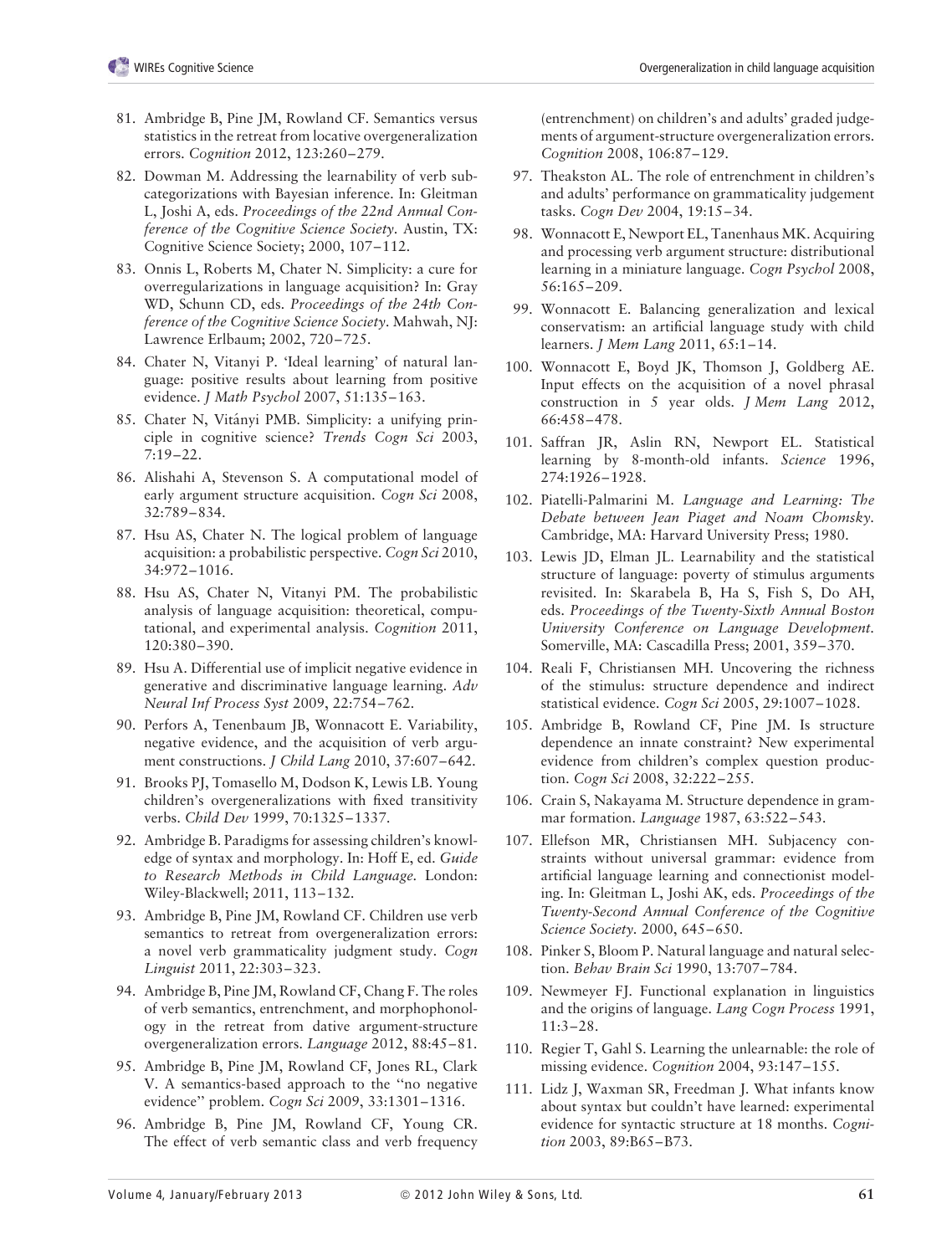81. Ambridge B, Pine JM, Rowland CF. Semantics versus statistics in the retreat from locative overgeneralization errors. *Cognition* 2012, 123:260–279.
82. Dowman M. Addressing the learnability of verb subcategorizations with Bayesian inference. In: Gleitman L, Joshi A, eds. *Proceedings of the 22nd Annual Conference of the Cognitive Science Society*. Austin, TX: Cognitive Science Society; 2000, 107–112.
83. Onnis L, Roberts M, Chater N. Simplicity: a cure for overregularizations in language acquisition? In: Gray WD, Schunn CD, eds. *Proceedings of the 24th Conference of the Cognitive Science Society*. Mahwah, NJ: Lawrence Erlbaum; 2002, 720–725.
84. Chater N, Vitanyi P. 'Ideal learning' of natural language: positive results about learning from positive evidence. *J Math Psychol* 2007, 51:135–163.
85. Chater N, Vitányi PMB. Simplicity: a unifying principle in cognitive science? *Trends Cogn Sci* 2003, 7:19–22.
86. Alishahi A, Stevenson S. A computational model of early argument structure acquisition. *Cogn Sci* 2008, 32:789–834.
87. Hsu AS, Chater N. The logical problem of language acquisition: a probabilistic perspective. *Cogn Sci* 2010, 34:972–1016.
88. Hsu AS, Chater N, Vitanyi PM. The probabilistic analysis of language acquisition: theoretical, computational, and experimental analysis. *Cognition* 2011, 120:380–390.
89. Hsu A. Differential use of implicit negative evidence in generative and discriminative language learning. *Adv Neural Inf Process Syst* 2009, 22:754–762.
90. Perfors A, Tenenbaum JB, Wonnacott E. Variability, negative evidence, and the acquisition of verb argument constructions. *J Child Lang* 2010, 37:607–642.
91. Brooks PJ, Tomasello M, Dodson K, Lewis LB. Young children's overgeneralizations with fixed transitivity verbs. *Child Dev* 1999, 70:1325–1337.
92. Ambridge B. Paradigms for assessing children's knowledge of syntax and morphology. In: Hoff E, ed. *Guide to Research Methods in Child Language*. London: Wiley-Blackwell; 2011, 113–132.
93. Ambridge B, Pine JM, Rowland CF. Children use verb semantics to retreat from overgeneralization errors: a novel verb grammaticality judgment study. *Cogn Linguist* 2011, 22:303–323.
94. Ambridge B, Pine JM, Rowland CF, Chang F. The roles of verb semantics, entrenchment, and morphophonology in the retreat from dative argument-structure overgeneralization errors. *Language* 2012, 88:45–81.
95. Ambridge B, Pine JM, Rowland CF, Jones RL, Clark V. A semantics-based approach to the "no negative evidence" problem. *Cogn Sci* 2009, 33:1301–1316.
96. Ambridge B, Pine JM, Rowland CF, Young CR. The effect of verb semantic class and verb frequency (entrenchment) on children's and adults' graded judgements of argument-structure overgeneralization errors. *Cognition* 2008, 106:87–129.
97. Theakston AL. The role of entrenchment in children's and adults' performance on grammaticality judgement tasks. *Cogn Dev* 2004, 19:15–34.
98. Wonnacott E, Newport EL, Tanenhaus MK. Acquiring and processing verb argument structure: distributional learning in a miniature language. *Cogn Psychol* 2008, 56:165–209.
99. Wonnacott E. Balancing generalization and lexical conservatism: an artificial language study with child learners. *J Mem Lang* 2011, 65:1–14.
100. Wonnacott E, Boyd JK, Thomson J, Goldberg AE. Input effects on the acquisition of a novel phrasal construction in 5 year olds. *J Mem Lang* 2012, 66:458–478.
101. Saffran JR, Aslin RN, Newport EL. Statistical learning by 8-month-old infants. *Science* 1996, 274:1926–1928.
102. Piatelli-Palmarini M. *Language and Learning: The Debate between Jean Piaget and Noam Chomsky*. Cambridge, MA: Harvard University Press; 1980.
103. Lewis JD, Elman JL. Learnability and the statistical structure of language: poverty of stimulus arguments revisited. In: Skarabela B, Ha S, Fish S, Do AH, eds. *Proceedings of the Twenty-Sixth Annual Boston University Conference on Language Development*. Somerville, MA: Cascadilla Press; 2001, 359–370.
104. Reali F, Christiansen MH. Uncovering the richness of the stimulus: structure dependence and indirect statistical evidence. *Cogn Sci* 2005, 29:1007–1028.
105. Ambridge B, Rowland CF, Pine JM. Is structure dependence an innate constraint? New experimental evidence from children's complex question production. *Cogn Sci* 2008, 32:222–255.
106. Crain S, Nakayama M. Structure dependence in grammar formation. *Language* 1987, 63:522–543.
107. Ellefson MR, Christiansen MH. Subjacency constraints without universal grammar: evidence from artificial language learning and connectionist modeling. In: Gleitman L, Joshi AK, eds. *Proceedings of the Twenty-Second Annual Conference of the Cognitive Science Society*. 2000, 645–650.
108. Pinker S, Bloom P. Natural language and natural selection. *Behav Brain Sci* 1990, 13:707–784.
109. Newmeyer FJ. Functional explanation in linguistics and the origins of language. *Lang Cogn Process* 1991, 11:3–28.
110. Regier T, Gahl S. Learning the unlearnable: the role of missing evidence. *Cognition* 2004, 93:147–155.
111. Lidz J, Waxman SR, Freedman J. What infants know about syntax but couldn't have learned: experimental evidence for syntactic structure at 18 months. *Cognition* 2003, 89:B65–B73.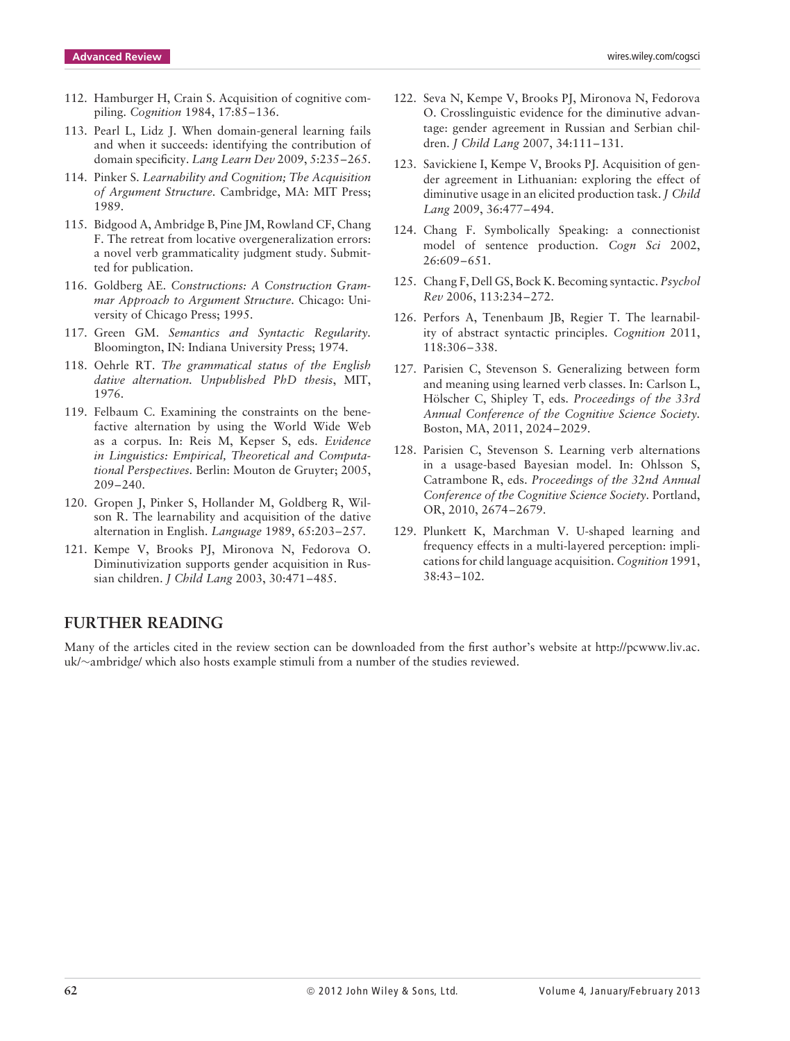112. Hamburger H, Crain S. Acquisition of cognitive compiling. *Cognition* 1984, 17:85–136.
113. Pearl L, Lidz J. When domain-general learning fails and when it succeeds: identifying the contribution of domain specificity. *Lang Learn Dev* 2009, 5:235–265.
114. Pinker S. *Learnability and Cognition; The Acquisition of Argument Structure*. Cambridge, MA: MIT Press; 1989.
115. Bidgood A, Ambridge B, Pine JM, Rowland CF, Chang F. The retreat from locative overgeneralization errors: a novel verb grammaticality judgment study. Submitted for publication.
116. Goldberg AE. *Constructions: A Construction Grammar Approach to Argument Structure*. Chicago: University of Chicago Press; 1995.
117. Green GM. *Semantics and Syntactic Regularity*. Bloomington, IN: Indiana University Press; 1974.
118. Oehrle RT. *The grammatical status of the English dative alternation. Unpublished PhD thesis*, MIT, 1976.
119. Felbaum C. Examining the constraints on the benefactive alternation by using the World Wide Web as a corpus. In: Reis M, Kepser S, eds. *Evidence in Linguistics: Empirical, Theoretical and Computational Perspectives*. Berlin: Mouton de Gruyter; 2005, 209–240.
120. Gropen J, Pinker S, Hollander M, Goldberg R, Wilson R. The learnability and acquisition of the dative alternation in English. *Language* 1989, 65:203–257.
121. Kempe V, Brooks PJ, Mironova N, Fedorova O. Diminutivization supports gender acquisition in Russian children. *J Child Lang* 2003, 30:471–485.
122. Seva N, Kempe V, Brooks PJ, Mironova N, Fedorova O. Crosslinguistic evidence for the diminutive advantage: gender agreement in Russian and Serbian children. *J Child Lang* 2007, 34:111–131.
123. Savickiene I, Kempe V, Brooks PJ. Acquisition of gender agreement in Lithuanian: exploring the effect of diminutive usage in an elicited production task. *J Child Lang* 2009, 36:477–494.
124. Chang F. Symbolically Speaking: a connectionist model of sentence production. *Cogn Sci* 2002, 26:609–651.
125. Chang F, Dell GS, Bock K. Becoming syntactic. *Psychol Rev* 2006, 113:234–272.
126. Perfors A, Tenenbaum JB, Regier T. The learnability of abstract syntactic principles. *Cognition* 2011, 118:306–338.
127. Parisien C, Stevenson S. Generalizing between form and meaning using learned verb classes. In: Carlson L, Hölscher C, Shipley T, eds. *Proceedings of the 33rd Annual Conference of the Cognitive Science Society*. Boston, MA, 2011, 2024–2029.
128. Parisien C, Stevenson S. Learning verb alternations in a usage-based Bayesian model. In: Ohlsson S, Catrambone R, eds. *Proceedings of the 32nd Annual Conference of the Cognitive Science Society*. Portland, OR, 2010, 2674–2679.
129. Plunkett K, Marchman V. U-shaped learning and frequency effects in a multi-layered perception: implications for child language acquisition. *Cognition* 1991, 38:43–102.

## FURTHER READING

Many of the articles cited in the review section can be downloaded from the first author's website at http://pcwww.liv.ac.uk/~ambridge/ which also hosts example stimuli from a number of the studies reviewed.